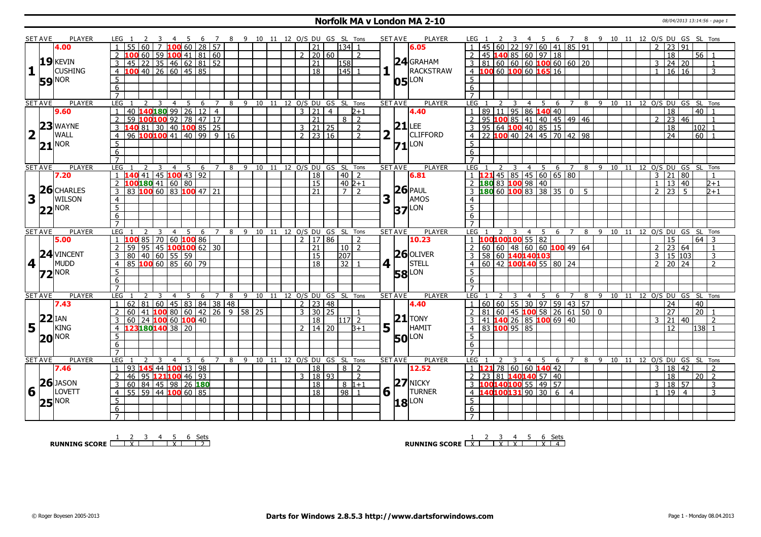# Norfolk MA v London MA 2-10

08/04/2013 13:14:56 - page 1

| SET AVE | PLAYER | LEG | 1 | 2 | 3 | 4 | 5 | 6 | 7 | 8 | 9 | 10 | 11 | 12 | O/S | DU | GS | SL | Tons | SET AVE | PLAYER | LEG | 1 | 2 | 3 | 4 | 5 | 6 | 7 | 8 | 9 | 10 | 11 | 12 | O/S | DU | GS | SL | Tons |
|---|---|---|---|---|---|---|---|---|---|---|---|---|---|---|---|---|---|---|---|---|---|---|---|---|---|---|---|---|---|---|---|---|---|---|---|---|---|---|---|
| 4.00 | | 1 | 55 | 60 | 7 | 100 | 60 | 28 | 57 | | | | | | | 21 | | 134 | 1 | 6.05 | | 1 | 45 | 60 | 22 | 97 | 60 | 41 | 85 | 91 | | | | | 2 | 23 | 91 | | |
| 19 | KEVIN | 2 | 100 | 60 | 59 | 100 | 41 | 81 | 60 | | | | | | 2 | 20 | 60 | | 2 | 24 | GRAHAM | 2 | 45 | 140 | 85 | 60 | 97 | 18 | | | | | | | | 18 | | 56 | 1 |
| 1 | CUSHING | 3 | 45 | 22 | 35 | 46 | 62 | 81 | 52 | | | | | | | 21 | | 158 | | 1 | RACKSTRAW | 3 | 81 | 60 | 60 | 60 | 100 | 60 | 60 | 20 | | | | | 3 | 24 | 20 | | 1 |
| 59 | NOR | 4 | 100 | 40 | 26 | 60 | 45 | 85 | | | | | | | | 18 | | 145 | 1 | 05 | LON | 4 | 100 | 60 | 100 | 60 | 165 | 16 | | | | | | | 1 | 16 | 16 | | 3 |
| SET AVE | PLAYER | LEG | 1 | 2 | 3 | 4 | 5 | 6 | 7 | 8 | 9 | 10 | 11 | 12 | O/S | DU | GS | SL | Tons | SET AVE | PLAYER | LEG | 1 | 2 | 3 | 4 | 5 | 6 | 7 | 8 | 9 | 10 | 11 | 12 | O/S | DU | GS | SL | Tons |
| 9.60 | | 1 | 40 | 140 | 180 | 99 | 26 | 12 | 4 | | | | | | 3 | 21 | 4 | | 2+1 | 4.40 | | 1 | 89 | 11 | 95 | 86 | 140 | 40 | | | | | | | | 18 | | 40 | 1 |
| 23 | WAYNE | 2 | 59 | 100 | 100 | 92 | 78 | 47 | 17 | | | | | | | 21 | | 8 | 2 | 21 | LEE | 2 | 95 | 100 | 85 | 41 | 40 | 45 | 49 | 46 | | | | | 2 | 23 | 46 | | 1 |
| 2 | WALL | 3 | 140 | 81 | 30 | 40 | 100 | 85 | 25 | | | | | | 3 | 21 | 25 | | 2 | 2 | CLIFFORD | 3 | 95 | 64 | 100 | 40 | 85 | 15 | | | | | | | | 18 | | 102 | 1 |
| 21 | NOR | 4 | 96 | 100 | 100 | 41 | 40 | 99 | 9 | 16 | | | | | 2 | 23 | 16 | | 2 | 71 | LON | 4 | 22 | 100 | 40 | 24 | 45 | 70 | 42 | 98 | | | | | | 24 | | 60 | 1 |
| SET AVE | PLAYER | LEG | 1 | 2 | 3 | 4 | 5 | 6 | 7 | 8 | 9 | 10 | 11 | 12 | O/S | DU | GS | SL | Tons | SET AVE | PLAYER | LEG | 1 | 2 | 3 | 4 | 5 | 6 | 7 | 8 | 9 | 10 | 11 | 12 | O/S | DU | GS | SL | Tons |
| 7.20 | | 1 | 140 | 41 | 45 | 100 | 43 | 92 | | | | | | | | 18 | | 40 | 2 | 6.81 | | 1 | 121 | 45 | 85 | 45 | 60 | 65 | 80 | | | | | | 3 | 21 | 80 | | 1 |
| 26 | CHARLES | 2 | 100 | 180 | 41 | 60 | 80 | | | | | | | | | 15 | | 40 | 2+1 | 26 | PAUL | 2 | 180 | 83 | 100 | 98 | 40 | | | | | | | | 1 | 13 | 40 | | 2+1 |
| 3 | WILSON | 3 | 83 | 100 | 60 | 83 | 100 | 47 | 21 | | | | | | | 21 | | 7 | 2 | 3 | AMOS | 3 | 180 | 60 | 100 | 83 | 38 | 35 | 0 | 5 | | | | | 2 | 23 | 5 | | 2+1 |
| 22 | NOR | | | | | | | | | | | | | | | | | | | 37 | LON | | | | | | | | | | | | | | | | | | |
| SET AVE | PLAYER | LEG | 1 | 2 | 3 | 4 | 5 | 6 | 7 | 8 | 9 | 10 | 11 | 12 | O/S | DU | GS | SL | Tons | SET AVE | PLAYER | LEG | 1 | 2 | 3 | 4 | 5 | 6 | 7 | 8 | 9 | 10 | 11 | 12 | O/S | DU | GS | SL | Tons |
| 5.00 | | 1 | 100 | 85 | 70 | 60 | 100 | 86 | | | | | | | 2 | 17 | 86 | | 2 | 10.23 | | 1 | 100 | 100 | 100 | 55 | 82 | | | | | | | | | 15 | | 64 | 3 |
| 24 | VINCENT | 2 | 59 | 95 | 45 | 100 | 100 | 62 | 30 | | | | | | | 21 | | 10 | 2 | 26 | OLIVER | 2 | 60 | 60 | 48 | 60 | 60 | 100 | 49 | 64 | | | | | 2 | 23 | 64 | | 1 |
| 4 | MUDD | 3 | 80 | 40 | 60 | 55 | 59 | | | | | | | | | 15 | | 207 | | 4 | STELL | 3 | 58 | 60 | 140 | 140 | 103 | | | | | | | | 3 | 15 | 103 | | 3 |
| 72 | NOR | 4 | 85 | 100 | 60 | 85 | 60 | 79 | | | | | | | | 18 | | 32 | 1 | 58 | LON | 4 | 60 | 42 | 100 | 140 | 55 | 80 | 24 | | | | | | 2 | 20 | 24 | | 2 |
| SET AVE | PLAYER | LEG | 1 | 2 | 3 | 4 | 5 | 6 | 7 | 8 | 9 | 10 | 11 | 12 | O/S | DU | GS | SL | Tons | SET AVE | PLAYER | LEG | 1 | 2 | 3 | 4 | 5 | 6 | 7 | 8 | 9 | 10 | 11 | 12 | O/S | DU | GS | SL | Tons |
| 7.43 | | 1 | 62 | 81 | 60 | 45 | 83 | 84 | 38 | 48 | | | | | 2 | 23 | 48 | | | 4.40 | | 1 | 60 | 60 | 55 | 30 | 97 | 59 | 43 | 57 | | | | | | 24 | | 40 | |
| 22 | IAN | 2 | 60 | 41 | 100 | 80 | 60 | 42 | 26 | 9 | 58 | 25 | | | 3 | 30 | 25 | | 1 | 21 | TONY | 2 | 81 | 60 | 45 | 100 | 58 | 26 | 61 | 50 | 0 | | | | | 27 | | 20 | 1 |
| 5 | KING | 3 | 60 | 24 | 100 | 60 | 100 | 40 | | | | | | | | 18 | | 117 | 2 | 5 | HAMIT | 3 | 41 | 140 | 26 | 85 | 100 | 69 | 40 | | | | | | 3 | 21 | 40 | | 2 |
| 20 | NOR | 4 | 123 | 180 | 140 | 38 | 20 | | | | | | | | 2 | 14 | 20 | | 3+1 | 50 | LON | 4 | 83 | 100 | 95 | 85 | | | | | | | | | | 12 | | 138 | 1 |
| SET AVE | PLAYER | LEG | 1 | 2 | 3 | 4 | 5 | 6 | 7 | 8 | 9 | 10 | 11 | 12 | O/S | DU | GS | SL | Tons | SET AVE | PLAYER | LEG | 1 | 2 | 3 | 4 | 5 | 6 | 7 | 8 | 9 | 10 | 11 | 12 | O/S | DU | GS | SL | Tons |
| 7.46 | | 1 | 93 | 145 | 44 | 100 | 13 | 98 | | | | | | | | 18 | | 8 | 2 | 12.52 | | 1 | 121 | 78 | 60 | 60 | 140 | 42 | | | | | | | 3 | 18 | 42 | | 2 |
| 26 | JASON | 2 | 46 | 95 | 121 | 100 | 46 | 93 | | | | | | | 3 | 18 | 93 | | 2 | 27 | NICKY | 2 | 23 | 81 | 140 | 140 | 57 | 40 | | | | | | | | 18 | | 20 | 2 |
| 6 | LOVETT | 3 | 60 | 84 | 45 | 98 | 26 | 180 | | | | | | | | 18 | | 8 | 1+1 | 6 | TURNER | 3 | 100 | 140 | 100 | 55 | 49 | 57 | | | | | | | 3 | 18 | 57 | | 3 |
| 25 | NOR | 4 | 55 | 59 | 44 | 100 | 60 | 85 | | | | | | | | 18 | | 98 | 1 | 18 | LON | 4 | 140 | 100 | 131 | 90 | 30 | 6 | 4 | | | | | | 1 | 19 | 4 | | 3 |

| RUNNING SCORE | 1 | 2 | 3 | 4 | 5 | 6 | Sets |
|---|---|---|---|---|---|---|---|
| Norfolk | | X | | | X | | 2 |
| London | X | | X | X | | X | 4 |

© Roger Boyesen 2005-2013 — **Darts for Windows 2.8.5.3 http://www.dartsforwindows.com** — Page 1 - Monday 08.04.2013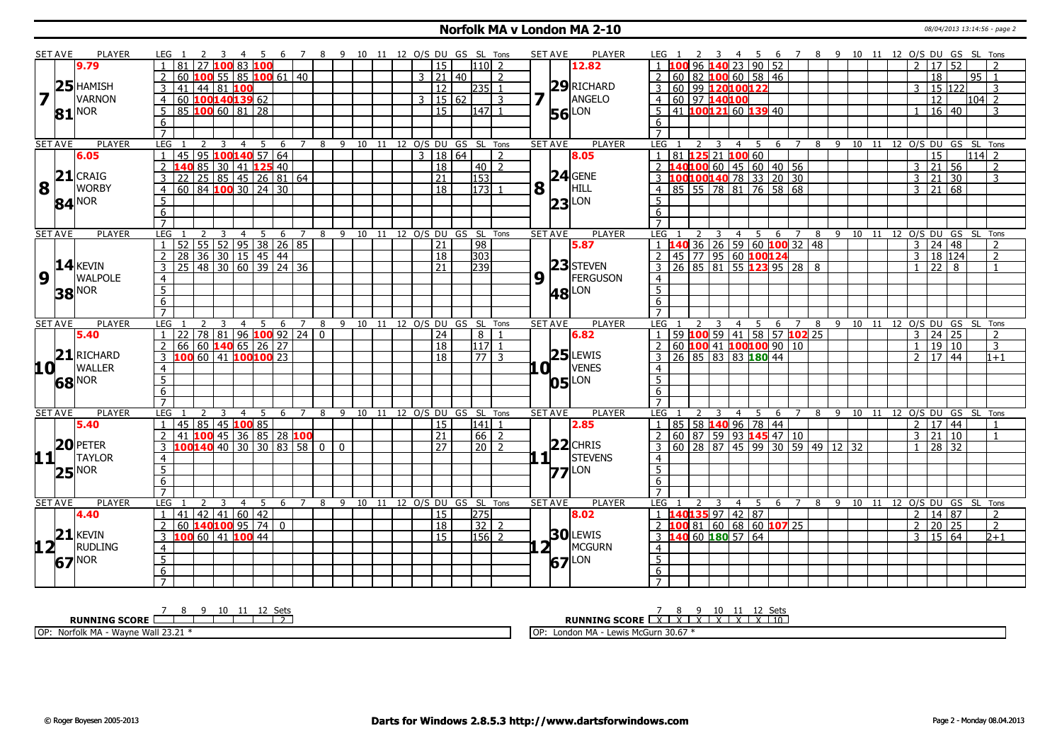# Norfolk MA v London MA 2-10

08/04/2013 13:14:56 - page 2

| SET AVE | PLAYER | LEG | 1 | 2 | 3 | 4 | 5 | 6 | 7 | 8 | 9 | 10 | 11 | 12 | O/S | DU | GS | SL | Tons | SET AVE | PLAYER | LEG | 1 | 2 | 3 | 4 | 5 | 6 | 7 | 8 | 9 | 10 | 11 | 12 | O/S | DU | GS | SL | Tons |
|---|---|---|---|---|---|---|---|---|---|---|---|---|---|---|---|---|---|---|---|---|---|---|---|---|---|---|---|---|---|---|---|---|---|---|---|---|---|---|---|
| 9.79 | | 1 | 81 | 27 | 100 | 83 | 100 | | | | | | | | | 15 | | 110 | 2 | 12.82 | | 1 | 100 | 96 | 140 | 23 | 90 | 52 | | | | | | | 2 | 17 | 52 | | 2 |
| 7 | 25 HAMISH VARNON | 2 | 60 | 100 | 55 | 85 | 100 | 61 | 40 | | | | | | 3 | 21 | 40 | | 2 | 7 | 29 RICHARD ANGELO | 2 | 60 | 82 | 100 | 60 | 58 | 46 | | | | | | | | 18 | | 95 | 1 |
| | | 3 | 41 | 44 | 81 | 100 | | | | | | | | | | 12 | | 235 | 1 | | | 3 | 60 | 99 | 120 | 100 | 122 | | | | | | | | 3 | 15 | 122 | | 3 |
| | | 4 | 60 | 100 | 140 | 139 | 62 | | | | | | | | 3 | 15 | 62 | | 3 | | | 4 | 60 | 97 | 140 | 100 | | | | | | | | | | 12 | | 104 | 2 |
| | 81 NOR | 5 | 85 | 100 | 60 | 81 | 28 | | | | | | | | | 15 | | 147 | 1 | | 56 LON | 5 | 41 | 100 | 121 | 60 | 139 | 40 | | | | | | | 1 | 16 | 40 | | 3 |
| | | 6 | | | | | | | | | | | | | | | | | | | | 6 | | | | | | | | | | | | | | | | | |
| | | 7 | | | | | | | | | | | | | | | | | | | | 7 | | | | | | | | | | | | | | | | | |
| 6.05 | | 1 | 45 | 95 | 100 | 140 | 57 | 64 | | | | | | | 3 | 18 | 64 | | 2 | 8.05 | | 1 | 81 | 125 | 21 | 100 | 60 | | | | | | | | | 15 | | 114 | 2 |
| 8 | 21 CRAIG WORBY | 2 | 140 | 85 | 30 | 41 | 125 | 40 | | | | | | | | 18 | | 40 | 2 | 8 | 24 GENE HILL | 2 | 140 | 100 | 60 | 45 | 60 | 40 | 56 | | | | | | 3 | 21 | 56 | | 2 |
| | | 3 | 22 | 25 | 85 | 45 | 26 | 81 | 64 | | | | | | | 21 | | 153 | | | | 3 | 100 | 100 | 140 | 78 | 33 | 20 | 30 | | | | | | 3 | 21 | 30 | | 3 |
| | 84 NOR | 4 | 60 | 84 | 100 | 30 | 24 | 30 | | | | | | | | 18 | | 173 | 1 | | 23 LON | 4 | 85 | 55 | 78 | 81 | 76 | 58 | 68 | | | | | | 3 | 21 | 68 | | |
| | | 5 | | | | | | | | | | | | | | | | | | | | 5 | | | | | | | | | | | | | | | | | |
| | | 6 | | | | | | | | | | | | | | | | | | | | 6 | | | | | | | | | | | | | | | | | |
| | | 7 | | | | | | | | | | | | | | | | | | | | 7 | | | | | | | | | | | | | | | | | |
| | | 1 | 52 | 55 | 52 | 95 | 38 | 26 | 85 | | | | | | | 21 | | 98 | | 5.87 | | 1 | 140 | 36 | 26 | 59 | 60 | 100 | 32 | 48 | | | | | 3 | 24 | 48 | | 2 |
| 9 | 14 KEVIN WALPOLE | 2 | 28 | 36 | 30 | 15 | 45 | 44 | | | | | | | | 18 | | 303 | | 9 | 23 STEVEN FERGUSON | 2 | 45 | 77 | 95 | 60 | 100 | 124 | | | | | | | 3 | 18 | 124 | | 2 |
| | | 3 | 25 | 48 | 30 | 60 | 39 | 24 | 36 | | | | | | | 21 | | 239 | | | | 3 | 26 | 85 | 81 | 55 | 123 | 95 | 28 | 8 | | | | | 1 | 22 | 8 | | 1 |
| | 38 NOR | 4 | | | | | | | | | | | | | | | | | | | 48 LON | 4 | | | | | | | | | | | | | | | | | |
| | | 5 | | | | | | | | | | | | | | | | | | | | 5 | | | | | | | | | | | | | | | | | |
| | | 6 | | | | | | | | | | | | | | | | | | | | 6 | | | | | | | | | | | | | | | | | |
| | | 7 | | | | | | | | | | | | | | | | | | | | 7 | | | | | | | | | | | | | | | | | |
| 5.40 | | 1 | 22 | 78 | 81 | 96 | 100 | 92 | 24 | 0 | | | | | | 24 | | 8 | 1 | 6.82 | | 1 | 59 | 100 | 59 | 41 | 58 | 57 | 102 | 25 | | | | | 3 | 24 | 25 | | 2 |
| 10 | 21 RICHARD WALLER | 2 | 66 | 60 | 140 | 65 | 26 | 27 | | | | | | | | 18 | | 117 | 1 | 10 | 25 LEWIS VENES | 2 | 60 | 100 | 41 | 100 | 100 | 90 | 10 | | | | | | 1 | 19 | 10 | | 3 |
| | | 3 | 100 | 60 | 41 | 100 | 100 | 23 | | | | | | | | 18 | | 77 | 3 | | | 3 | 26 | 85 | 83 | 83 | 180 | 44 | | | | | | | 2 | 17 | 44 | | 1+1 |
| | 68 NOR | 4 | | | | | | | | | | | | | | | | | | | 05 LON | 4 | | | | | | | | | | | | | | | | | |
| | | 5 | | | | | | | | | | | | | | | | | | | | 5 | | | | | | | | | | | | | | | | | |
| | | 6 | | | | | | | | | | | | | | | | | | | | 6 | | | | | | | | | | | | | | | | | |
| | | 7 | | | | | | | | | | | | | | | | | | | | 7 | | | | | | | | | | | | | | | | | |
| 5.40 | | 1 | 45 | 85 | 45 | 100 | 85 | | | | | | | | | 15 | | 141 | 1 | 2.85 | | 1 | 85 | 58 | 140 | 96 | 78 | 44 | | | | | | | 2 | 17 | 44 | | 1 |
| 11 | 20 PETER TAYLOR | 2 | 41 | 100 | 45 | 36 | 85 | 28 | 100 | | | | | | | 21 | | 66 | 2 | 11 | 22 CHRIS STEVENS | 2 | 60 | 87 | 59 | 93 | 145 | 47 | 10 | | | | | | 3 | 21 | 10 | | 1 |
| | | 3 | 100 | 140 | 40 | 30 | 30 | 83 | 58 | 0 | 0 | | | | | 27 | | 20 | 2 | | | 3 | 60 | 28 | 87 | 45 | 99 | 30 | 59 | 49 | 12 | 32 | | | 1 | 28 | 32 | | |
| | 25 NOR | 4 | | | | | | | | | | | | | | | | | | | 77 LON | 4 | | | | | | | | | | | | | | | | | |
| | | 5 | | | | | | | | | | | | | | | | | | | | 5 | | | | | | | | | | | | | | | | | |
| | | 6 | | | | | | | | | | | | | | | | | | | | 6 | | | | | | | | | | | | | | | | | |
| | | 7 | | | | | | | | | | | | | | | | | | | | 7 | | | | | | | | | | | | | | | | | |
| 4.40 | | 1 | 41 | 42 | 41 | 60 | 42 | | | | | | | | | 15 | | 275 | | 8.02 | | 1 | 140 | 135 | 97 | 42 | 87 | | | | | | | | 2 | 14 | 87 | | 2 |
| 12 | 21 KEVIN RUDLING | 2 | 60 | 140 | 100 | 95 | 74 | 0 | | | | | | | | 18 | | 32 | 2 | 12 | 30 LEWIS MCGURN | 2 | 100 | 81 | 60 | 68 | 60 | 107 | 25 | | | | | | 2 | 20 | 25 | | 2 |
| | | 3 | 100 | 60 | 41 | 100 | 44 | | | | | | | | | 15 | | 156 | 2 | | | 3 | 140 | 60 | 180 | 57 | 64 | | | | | | | | 3 | 15 | 64 | | 2+1 |
| | 67 NOR | 4 | | | | | | | | | | | | | | | | | | | 67 LON | 4 | | | | | | | | | | | | | | | | | |
| | | 5 | | | | | | | | | | | | | | | | | | | | 5 | | | | | | | | | | | | | | | | | |
| | | 6 | | | | | | | | | | | | | | | | | | | | 6 | | | | | | | | | | | | | | | | | |
| | | 7 | | | | | | | | | | | | | | | | | | | | 7 | | | | | | | | | | | | | | | | | |

| RUNNING SCORE | 7 | 8 | 9 | 10 | 11 | 12 | Sets |
|---|---|---|---|---|---|---|---|
| Norfolk MA | | | | | | | 2 |
| London MA | X | X | X | X | X | X | 10 |

OP: Norfolk MA - Wayne Wall 23.21 *

OP: London MA - Lewis McGurn 30.67 *

© Roger Boyesen 2005-2013 | **Darts for Windows 2.8.5.3 http://www.dartsforwindows.com** | Page 2 - Monday 08.04.2013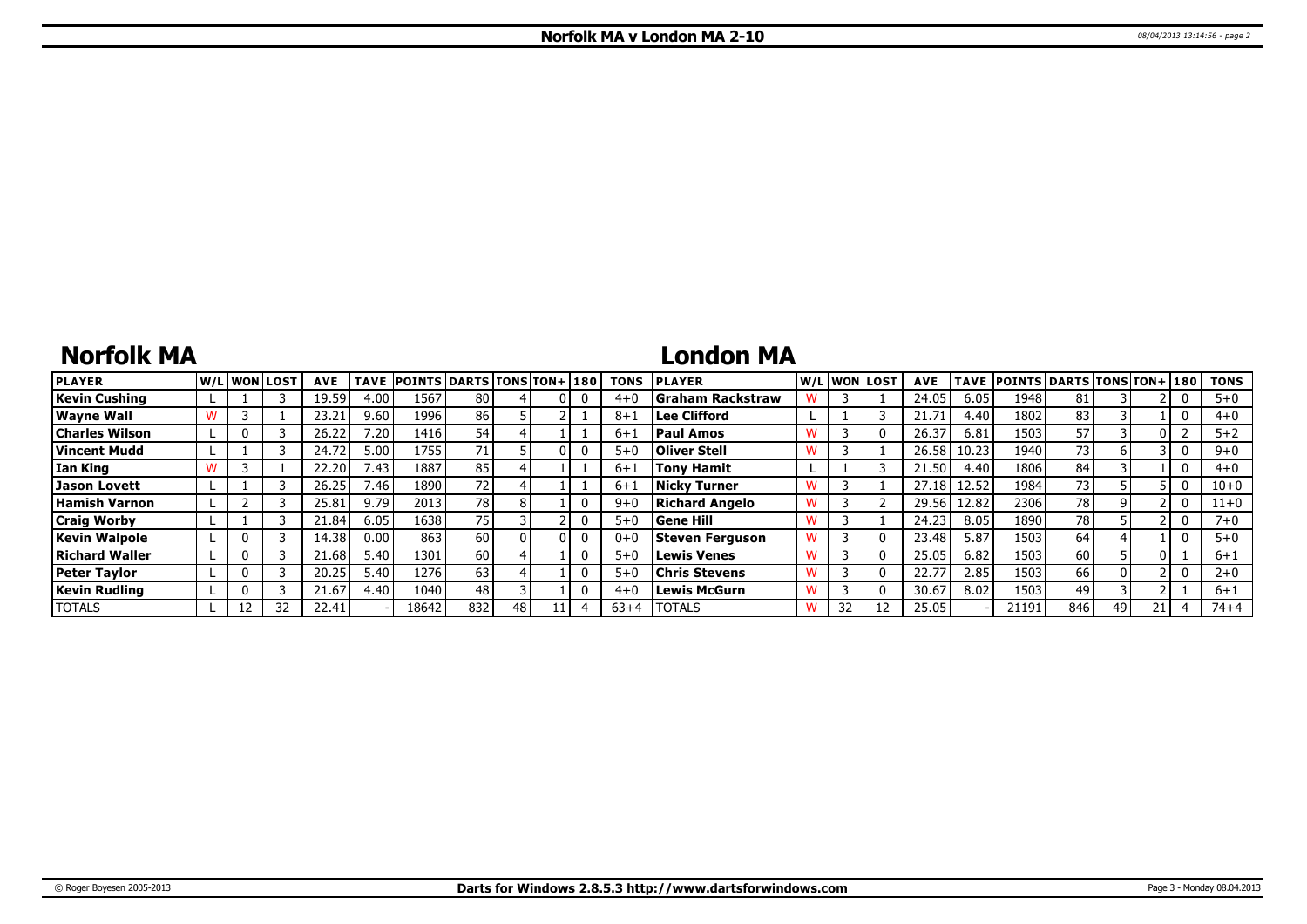# Norfolk MA v London MA 2-10

## Norfolk MA

| PLAYER | W/L | WON | LOST | AVE | TAVE | POINTS | DARTS | TONS | TON+ | 180 | TONS |
|---|---|---|---|---|---|---|---|---|---|---|---|
| Kevin Cushing | L | 1 | 3 | 19.59 | 4.00 | 1567 | 80 | 4 | 0 | 0 | 4+0 |
| Wayne Wall | W | 3 | 1 | 23.21 | 9.60 | 1996 | 86 | 5 | 2 | 1 | 8+1 |
| Charles Wilson | L | 0 | 3 | 26.22 | 7.20 | 1416 | 54 | 4 | 1 | 1 | 6+1 |
| Vincent Mudd | L | 1 | 3 | 24.72 | 5.00 | 1755 | 71 | 5 | 0 | 0 | 5+0 |
| Ian King | W | 3 | 1 | 22.20 | 7.43 | 1887 | 85 | 4 | 1 | 1 | 6+1 |
| Jason Lovett | L | 1 | 3 | 26.25 | 7.46 | 1890 | 72 | 4 | 1 | 1 | 6+1 |
| Hamish Varnon | L | 2 | 3 | 25.81 | 9.79 | 2013 | 78 | 8 | 1 | 0 | 9+0 |
| Craig Worby | L | 1 | 3 | 21.84 | 6.05 | 1638 | 75 | 3 | 2 | 0 | 5+0 |
| Kevin Walpole | L | 0 | 3 | 14.38 | 0.00 | 863 | 60 | 0 | 0 | 0 | 0+0 |
| Richard Waller | L | 0 | 3 | 21.68 | 5.40 | 1301 | 60 | 4 | 1 | 0 | 5+0 |
| Peter Taylor | L | 0 | 3 | 20.25 | 5.40 | 1276 | 63 | 4 | 1 | 0 | 5+0 |
| Kevin Rudling | L | 0 | 3 | 21.67 | 4.40 | 1040 | 48 | 3 | 1 | 0 | 4+0 |
| TOTALS | L | 12 | 32 | 22.41 | - | 18642 | 832 | 48 | 11 | 4 | 63+4 |

## London MA

| PLAYER | W/L | WON | LOST | AVE | TAVE | POINTS | DARTS | TONS | TON+ | 180 | TONS |
|---|---|---|---|---|---|---|---|---|---|---|---|
| Graham Rackstraw | W | 3 | 1 | 24.05 | 6.05 | 1948 | 81 | 3 | 2 | 0 | 5+0 |
| Lee Clifford | L | 1 | 3 | 21.71 | 4.40 | 1802 | 83 | 3 | 1 | 0 | 4+0 |
| Paul Amos | W | 3 | 0 | 26.37 | 6.81 | 1503 | 57 | 3 | 0 | 2 | 5+2 |
| Oliver Stell | W | 3 | 1 | 26.58 | 10.23 | 1940 | 73 | 6 | 3 | 0 | 9+0 |
| Tony Hamit | L | 1 | 3 | 21.50 | 4.40 | 1806 | 84 | 3 | 1 | 0 | 4+0 |
| Nicky Turner | W | 3 | 1 | 27.18 | 12.52 | 1984 | 73 | 5 | 5 | 0 | 10+0 |
| Richard Angelo | W | 3 | 2 | 29.56 | 12.82 | 2306 | 78 | 9 | 2 | 0 | 11+0 |
| Gene Hill | W | 3 | 1 | 24.23 | 8.05 | 1890 | 78 | 5 | 2 | 0 | 7+0 |
| Steven Ferguson | W | 3 | 0 | 23.48 | 5.87 | 1503 | 64 | 4 | 1 | 0 | 5+0 |
| Lewis Venes | W | 3 | 0 | 25.05 | 6.82 | 1503 | 60 | 5 | 0 | 1 | 6+1 |
| Chris Stevens | W | 3 | 0 | 22.77 | 2.85 | 1503 | 66 | 0 | 2 | 0 | 2+0 |
| Lewis McGurn | W | 3 | 0 | 30.67 | 8.02 | 1503 | 49 | 3 | 2 | 1 | 6+1 |
| TOTALS | W | 32 | 12 | 25.05 | - | 21191 | 846 | 49 | 21 | 4 | 74+4 |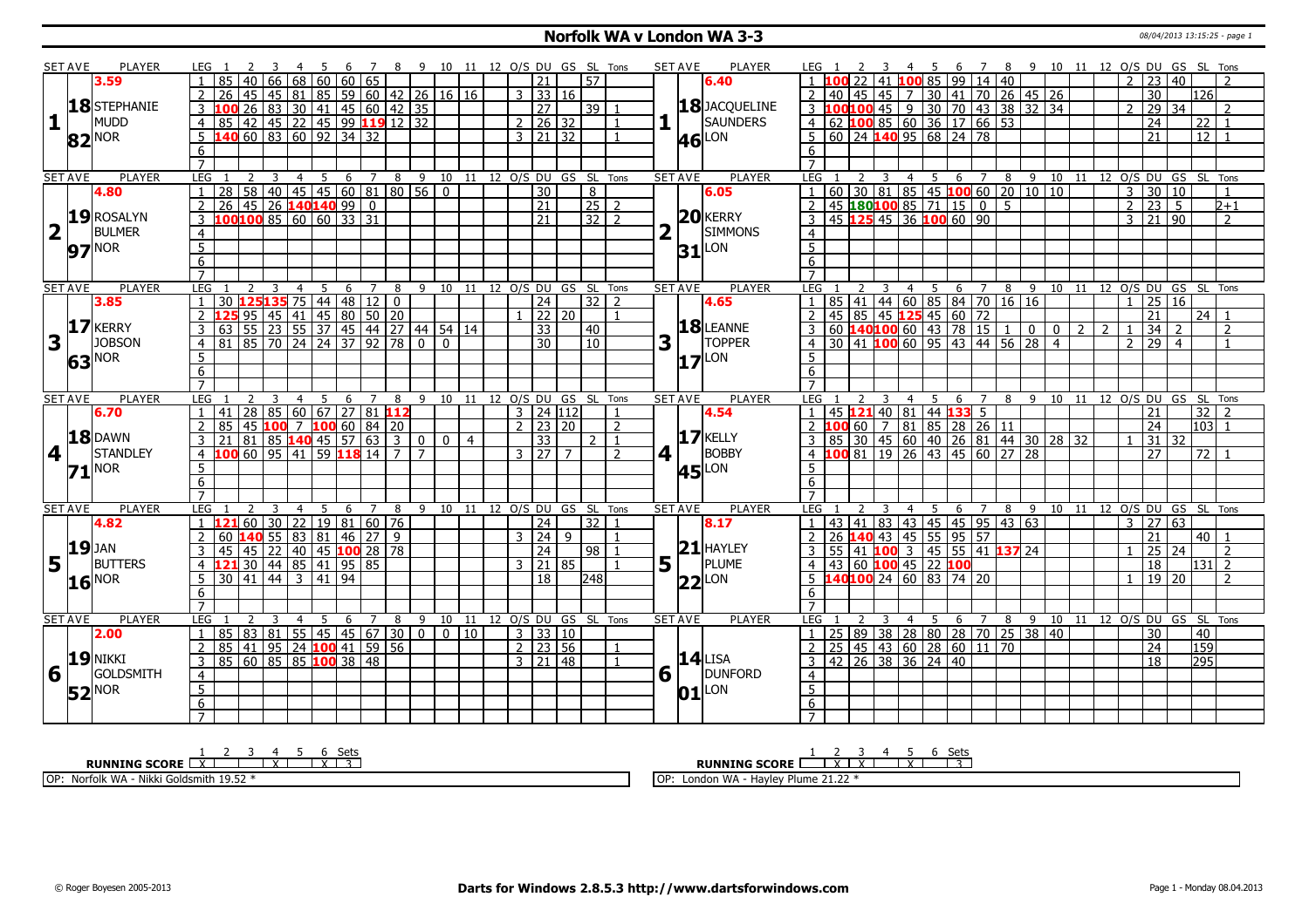# Norfolk WA v London WA 3-3

08/04/2013 13:15:25 - page 1

| SET AVE | PLAYER | LEG | 1 | 2 | 3 | 4 | 5 | 6 | 7 | 8 | 9 | 10 | 11 | 12 | O/S | DU | GS | SL | Tons |
|---|---|---|---|---|---|---|---|---|---|---|---|---|---|---|---|---|---|---|---|
| 3.59 | 1 18 STEPHANIE MUDD 82 NOR | 1 | 85 | 40 | 66 | 68 | 60 | 60 | 65 | | | | | | | 21 | | 57 | |
| | | 2 | 26 | 45 | 45 | 81 | 85 | 59 | 60 | 42 | 26 | 16 | 16 | | 3 | 33 | 16 | | |
| | | 3 | 100 | 26 | 83 | 30 | 41 | 45 | 60 | 42 | 35 | | | | | 27 | | 39 | 1 |
| | | 4 | 85 | 42 | 45 | 22 | 45 | 99 | 119 | 12 | 32 | | | | 2 | 26 | 32 | | 1 |
| | | 5 | 140 | 60 | 83 | 60 | 92 | 34 | 32 | | | | | | 3 | 21 | 32 | | 1 |

| SET AVE | PLAYER | LEG | 1 | 2 | 3 | 4 | 5 | 6 | 7 | 8 | 9 | 10 | 11 | 12 | O/S | DU | GS | SL | Tons |
|---|---|---|---|---|---|---|---|---|---|---|---|---|---|---|---|---|---|---|---|
| 6.40 | 1 18 JACQUELINE SAUNDERS 46 LON | 1 | 100 | 22 | 41 | 100 | 85 | 99 | 14 | 40 | | | | | 2 | 23 | 40 | | 2 |
| | | 2 | 40 | 45 | 45 | 7 | 30 | 41 | 70 | 26 | 45 | 26 | | | | 30 | | 126 | |
| | | 3 | 100 | 100 | 45 | 9 | 30 | 70 | 43 | 38 | 32 | 34 | | | 2 | 29 | 34 | | 2 |
| | | 4 | 62 | 100 | 85 | 60 | 36 | 17 | 66 | 53 | | | | | | 24 | | 22 | 1 |
| | | 5 | 60 | 24 | 140 | 95 | 68 | 24 | 78 | | | | | | | 21 | | 12 | 1 |

| SET AVE | PLAYER | LEG | 1 | 2 | 3 | 4 | 5 | 6 | 7 | 8 | 9 | 10 | 11 | 12 | O/S | DU | GS | SL | Tons |
|---|---|---|---|---|---|---|---|---|---|---|---|---|---|---|---|---|---|---|---|
| 4.80 | 2 19 ROSALYN BULMER 97 NOR | 1 | 28 | 58 | 40 | 45 | 45 | 60 | 81 | 80 | 56 | 0 | | | | 30 | | 8 | |
| | | 2 | 26 | 45 | 26 | 140 | 140 | 99 | 0 | | | | | | | 21 | | 25 | 2 |
| | | 3 | 100 | 100 | 85 | 60 | 60 | 33 | 31 | | | | | | | 21 | | 32 | 2 |

| SET AVE | PLAYER | LEG | 1 | 2 | 3 | 4 | 5 | 6 | 7 | 8 | 9 | 10 | 11 | 12 | O/S | DU | GS | SL | Tons |
|---|---|---|---|---|---|---|---|---|---|---|---|---|---|---|---|---|---|---|---|
| 6.05 | 2 20 KERRY SIMMONS 31 LON | 1 | 60 | 30 | 81 | 85 | 45 | 100 | 60 | 20 | 10 | 10 | | | 3 | 30 | 10 | | 1 |
| | | 2 | 45 | 180 | 100 | 85 | 71 | 15 | 0 | 5 | | | | | 2 | 23 | 5 | | 2+1 |
| | | 3 | 45 | 125 | 45 | 36 | 100 | 60 | 90 | | | | | | 3 | 21 | 90 | | 2 |

| SET AVE | PLAYER | LEG | 1 | 2 | 3 | 4 | 5 | 6 | 7 | 8 | 9 | 10 | 11 | 12 | O/S | DU | GS | SL | Tons |
|---|---|---|---|---|---|---|---|---|---|---|---|---|---|---|---|---|---|---|---|
| 3.85 | 3 17 KERRY JOBSON 63 NOR | 1 | 30 | 125 | 135 | 75 | 44 | 48 | 12 | 0 | | | | | | 24 | | 32 | 2 |
| | | 2 | 125 | 95 | 45 | 41 | 45 | 80 | 50 | 20 | | | | | 1 | 22 | 20 | | 1 |
| | | 3 | 63 | 55 | 23 | 55 | 37 | 45 | 44 | 27 | 44 | 54 | 14 | | | 33 | | 40 | |
| | | 4 | 81 | 85 | 70 | 24 | 24 | 37 | 92 | 78 | 0 | 0 | | | | 30 | | 10 | |

| SET AVE | PLAYER | LEG | 1 | 2 | 3 | 4 | 5 | 6 | 7 | 8 | 9 | 10 | 11 | 12 | O/S | DU | GS | SL | Tons |
|---|---|---|---|---|---|---|---|---|---|---|---|---|---|---|---|---|---|---|---|
| 4.65 | 3 18 LEANNE TOPPER 17 LON | 1 | 85 | 41 | 44 | 60 | 85 | 84 | 70 | 16 | 16 | | | | 1 | 25 | 16 | | |
| | | 2 | 45 | 85 | 45 | 125 | 45 | 60 | 72 | | | | | | | 21 | | 24 | 1 |
| | | 3 | 60 | 140 | 100 | 60 | 43 | 78 | 15 | 1 | 0 | 0 | 2 | 2 | 1 | 34 | 2 | | 2 |
| | | 4 | 30 | 41 | 100 | 60 | 95 | 43 | 44 | 56 | 28 | 4 | | | 2 | 29 | 4 | | 1 |

| SET AVE | PLAYER | LEG | 1 | 2 | 3 | 4 | 5 | 6 | 7 | 8 | 9 | 10 | 11 | 12 | O/S | DU | GS | SL | Tons |
|---|---|---|---|---|---|---|---|---|---|---|---|---|---|---|---|---|---|---|---|
| 6.70 | 4 18 DAWN STANDLEY 71 NOR | 1 | 41 | 28 | 85 | 60 | 67 | 27 | 81 | 112 | | | | | 3 | 24 | 112 | | 1 |
| | | 2 | 85 | 45 | 100 | 7 | 100 | 60 | 84 | 20 | | | | | 2 | 23 | 20 | | 2 |
| | | 3 | 21 | 81 | 85 | 140 | 45 | 57 | 63 | 3 | 0 | 0 | 4 | | | 33 | | 2 | 1 |
| | | 4 | 100 | 60 | 95 | 41 | 59 | 118 | 14 | 7 | 7 | | | | 3 | 27 | 7 | | 2 |

| SET AVE | PLAYER | LEG | 1 | 2 | 3 | 4 | 5 | 6 | 7 | 8 | 9 | 10 | 11 | 12 | O/S | DU | GS | SL | Tons |
|---|---|---|---|---|---|---|---|---|---|---|---|---|---|---|---|---|---|---|---|
| 4.54 | 4 17 KELLY BOBBY 45 LON | 1 | 45 | 121 | 40 | 81 | 44 | 133 | 5 | | | | | | | 21 | | 32 | 2 |
| | | 2 | 100 | 60 | 7 | 81 | 85 | 28 | 26 | 11 | | | | | | 24 | | 103 | 1 |
| | | 3 | 85 | 30 | 45 | 60 | 40 | 26 | 81 | 44 | 30 | 28 | 32 | | 1 | 31 | 32 | | |
| | | 4 | 100 | 81 | 19 | 26 | 43 | 45 | 60 | 27 | 28 | | | | | 27 | | 72 | 1 |

| SET AVE | PLAYER | LEG | 1 | 2 | 3 | 4 | 5 | 6 | 7 | 8 | 9 | 10 | 11 | 12 | O/S | DU | GS | SL | Tons |
|---|---|---|---|---|---|---|---|---|---|---|---|---|---|---|---|---|---|---|---|
| 4.82 | 5 19 JAN BUTTERS 16 NOR | 1 | 121 | 60 | 30 | 22 | 19 | 81 | 60 | 76 | | | | | | 24 | | 32 | 1 |
| | | 2 | 60 | 140 | 55 | 83 | 81 | 46 | 27 | 9 | | | | | 3 | 24 | 9 | | 1 |
| | | 3 | 45 | 45 | 22 | 40 | 45 | 100 | 28 | 78 | | | | | | 24 | | 98 | 1 |
| | | 4 | 121 | 30 | 44 | 85 | 41 | 95 | 85 | | | | | | 3 | 21 | 85 | | 1 |
| | | 5 | 30 | 41 | 44 | 3 | 41 | 94 | | | | | | | | 18 | | 248 | |

| SET AVE | PLAYER | LEG | 1 | 2 | 3 | 4 | 5 | 6 | 7 | 8 | 9 | 10 | 11 | 12 | O/S | DU | GS | SL | Tons |
|---|---|---|---|---|---|---|---|---|---|---|---|---|---|---|---|---|---|---|---|
| 8.17 | 5 21 HAYLEY PLUME 22 LON | 1 | 43 | 41 | 83 | 43 | 45 | 45 | 95 | 43 | 63 | | | | 3 | 27 | 63 | | |
| | | 2 | 26 | 140 | 43 | 45 | 55 | 95 | 57 | | | | | | | 21 | | 40 | 1 |
| | | 3 | 55 | 41 | 100 | 3 | 45 | 55 | 41 | 137 | 24 | | | | 1 | 25 | 24 | | 2 |
| | | 4 | 43 | 60 | 100 | 45 | 22 | 100 | | | | | | | | 18 | | 131 | 2 |
| | | 5 | 140 | 100 | 24 | 60 | 83 | 74 | 20 | | | | | | 1 | 19 | 20 | | 2 |

| SET AVE | PLAYER | LEG | 1 | 2 | 3 | 4 | 5 | 6 | 7 | 8 | 9 | 10 | 11 | 12 | O/S | DU | GS | SL | Tons |
|---|---|---|---|---|---|---|---|---|---|---|---|---|---|---|---|---|---|---|---|
| 2.00 | 6 19 NIKKI GOLDSMITH 52 NOR | 1 | 85 | 83 | 81 | 55 | 45 | 45 | 67 | 30 | 0 | 0 | 10 | | 3 | 33 | 10 | | |
| | | 2 | 85 | 41 | 95 | 24 | 100 | 41 | 59 | 56 | | | | | 2 | 23 | 56 | | 1 |
| | | 3 | 85 | 60 | 85 | 85 | 100 | 38 | 48 | | | | | | 3 | 21 | 48 | | 1 |

| SET AVE | PLAYER | LEG | 1 | 2 | 3 | 4 | 5 | 6 | 7 | 8 | 9 | 10 | 11 | 12 | O/S | DU | GS | SL | Tons |
|---|---|---|---|---|---|---|---|---|---|---|---|---|---|---|---|---|---|---|---|
| | 6 14 LISA DUNFORD 01 LON | 1 | 25 | 89 | 38 | 28 | 80 | 28 | 70 | 25 | 38 | 40 | | | | 30 | | 40 | |
| | | 2 | 25 | 45 | 43 | 60 | 28 | 60 | 11 | 70 | | | | | | 24 | | 159 | |
| | | 3 | 42 | 26 | 38 | 36 | 24 | 40 | | | | | | | | 18 | | 295 | |

| RUNNING SCORE | 1 | 2 | 3 | 4 | 5 | 6 | Sets |
|---|---|---|---|---|---|---|---|
| Norfolk WA | X | | | X | | X | 3 |
| London WA | | X | X | | X | | 3 |

OP: Norfolk WA - Nikki Goldsmith 19.52 *

OP: London WA - Hayley Plume 21.22 *

© Roger Boyesen 2005-2013 **Darts for Windows 2.8.5.3 http://www.dartsforwindows.com** Page 1 - Monday 08.04.2013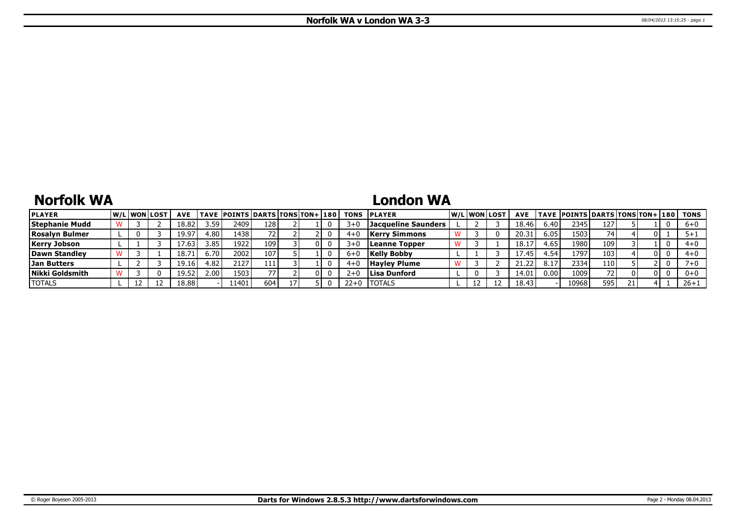# Norfolk WA v London WA 3-3

## Norfolk WA

| PLAYER | W/L | WON | LOST | AVE | TAVE | POINTS | DARTS | TONS | TON+ | 180 | TONS |
|---|---|---|---|---|---|---|---|---|---|---|---|
| Stephanie Mudd | W | 3 | 2 | 18.82 | 3.59 | 2409 | 128 | 2 | 1 | 0 | 3+0 |
| Rosalyn Bulmer | L | 0 | 3 | 19.97 | 4.80 | 1438 | 72 | 2 | 2 | 0 | 4+0 |
| Kerry Jobson | L | 1 | 3 | 17.63 | 3.85 | 1922 | 109 | 3 | 0 | 0 | 3+0 |
| Dawn Standley | W | 3 | 1 | 18.71 | 6.70 | 2002 | 107 | 5 | 1 | 0 | 6+0 |
| Jan Butters | L | 2 | 3 | 19.16 | 4.82 | 2127 | 111 | 3 | 1 | 0 | 4+0 |
| Nikki Goldsmith | W | 3 | 0 | 19.52 | 2.00 | 1503 | 77 | 2 | 0 | 0 | 2+0 |
| TOTALS | L | 12 | 12 | 18.88 | - | 11401 | 604 | 17 | 5 | 0 | 22+0 |

## London WA

| PLAYER | W/L | WON | LOST | AVE | TAVE | POINTS | DARTS | TONS | TON+ | 180 | TONS |
|---|---|---|---|---|---|---|---|---|---|---|---|
| Jacqueline Saunders | L | 2 | 3 | 18.46 | 6.40 | 2345 | 127 | 5 | 1 | 0 | 6+0 |
| Kerry Simmons | W | 3 | 0 | 20.31 | 6.05 | 1503 | 74 | 4 | 0 | 1 | 5+1 |
| Leanne Topper | W | 3 | 1 | 18.17 | 4.65 | 1980 | 109 | 3 | 1 | 0 | 4+0 |
| Kelly Bobby | L | 1 | 3 | 17.45 | 4.54 | 1797 | 103 | 4 | 0 | 0 | 4+0 |
| Hayley Plume | W | 3 | 2 | 21.22 | 8.17 | 2334 | 110 | 5 | 2 | 0 | 7+0 |
| Lisa Dunford | L | 0 | 3 | 14.01 | 0.00 | 1009 | 72 | 0 | 0 | 0 | 0+0 |
| TOTALS | L | 12 | 12 | 18.43 | - | 10968 | 595 | 21 | 4 | 1 | 26+1 |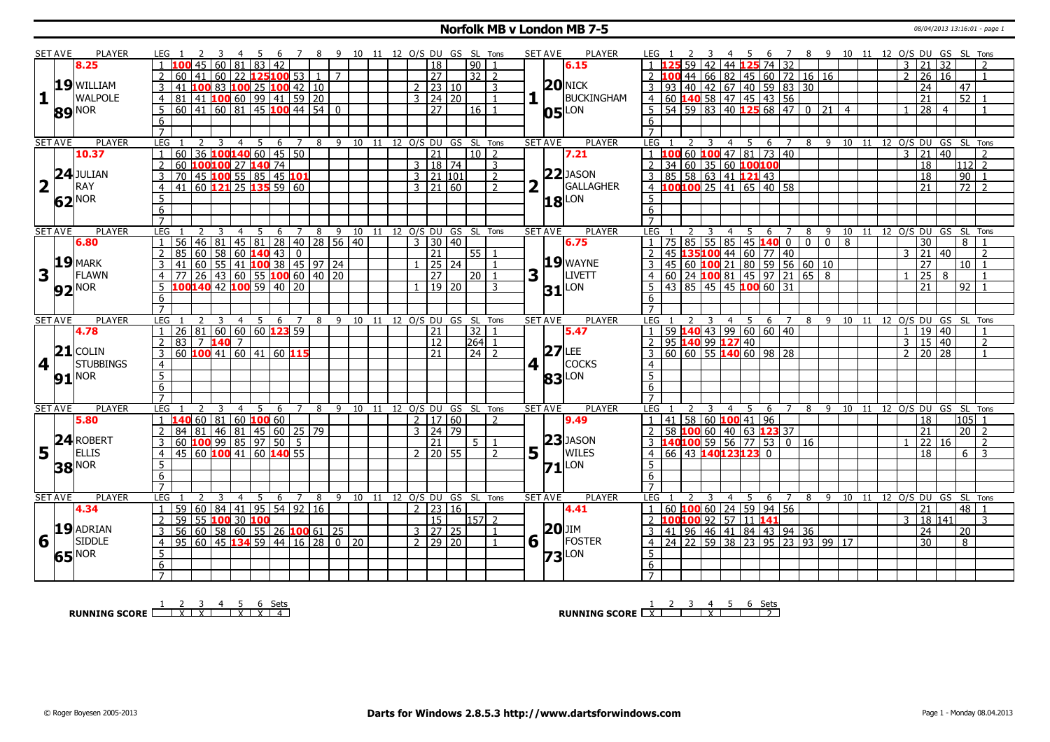# Norfolk MB v London MB 7-5

08/04/2013 13:16:01 - page 1

| SET AVE | PLAYER | LEG | 1 | 2 | 3 | 4 | 5 | 6 | 7 | 8 | 9 | 10 | 11 | 12 | O/S | DU | GS | SL | Tons | SET AVE | PLAYER | LEG | 1 | 2 | 3 | 4 | 5 | 6 | 7 | 8 | 9 | 10 | 11 | 12 | O/S | DU | GS | SL | Tons |
|---|---|---|---|---|---|---|---|---|---|---|---|---|---|---|---|---|---|---|---|---|---|---|---|---|---|---|---|---|---|---|---|---|---|---|---|---|---|---|---|
| 1 | 8.25 19 WILLIAM WALPOLE 89 NOR | 1 | 100 | 45 | 60 | 81 | 83 | 42 | | | | | | | | 18 | | 90 | 1 | 1 | 6.15 20 NICK BUCKINGHAM 05 LON | 1 | 125 | 59 | 42 | 44 | 125 | 74 | 32 | | | | | | 3 | 21 | 32 | | 2 |
| | | 2 | 60 | 41 | 60 | 22 | 125 | 100 | 53 | 1 | 7 | | | | | 27 | | 32 | 2 | | | 2 | 100 | 44 | 66 | 82 | 45 | 60 | 72 | 16 | 16 | | | | 2 | 26 | 16 | | 1 |
| | | 3 | 41 | 100 | 83 | 100 | 25 | 100 | 42 | 10 | | | | | 2 | 23 | 10 | | 3 | | | 3 | 93 | 40 | 42 | 67 | 40 | 59 | 83 | 30 | | | | | | 24 | | 47 | |
| | | 4 | 81 | 41 | 100 | 60 | 99 | 41 | 59 | 20 | | | | | 3 | 24 | 20 | | 1 | | | 4 | 60 | 140 | 58 | 47 | 45 | 43 | 56 | | | | | | | 21 | | 52 | 1 |
| | | 5 | 60 | 41 | 60 | 81 | 45 | 100 | 44 | 54 | 0 | | | | | 27 | | 16 | 1 | | | 5 | 54 | 59 | 83 | 40 | 125 | 68 | 47 | 0 | 21 | 4 | | | 1 | 28 | 4 | | 1 |
| 2 | 10.37 24 JULIAN RAY 62 NOR | 1 | 60 | 36 | 100 | 140 | 60 | 45 | 50 | | | | | | | 21 | | 10 | 2 | 2 | 7.21 22 JASON GALLAGHER 18 LON | 1 | 100 | 60 | 100 | 47 | 81 | 73 | 40 | | | | | | 3 | 21 | 40 | | 2 |
| | | 2 | 60 | 100 | 100 | 27 | 140 | 74 | | | | | | | 3 | 18 | 74 | | 3 | | | 2 | 34 | 60 | 35 | 60 | 100 | 100 | | | | | | | | 18 | | 112 | 2 |
| | | 3 | 70 | 45 | 100 | 55 | 85 | 45 | 101 | | | | | | 3 | 21 | 101 | | 2 | | | 3 | 85 | 58 | 63 | 41 | 121 | 43 | | | | | | | | 18 | | 90 | 1 |
| | | 4 | 41 | 60 | 121 | 25 | 135 | 59 | 60 | | | | | | 3 | 21 | 60 | | 2 | | | 4 | 100 | 100 | 25 | 41 | 65 | 40 | 58 | | | | | | | 21 | | 72 | 2 |
| 3 | 6.80 19 MARK FLAWN 92 NOR | 1 | 56 | 46 | 81 | 45 | 81 | 28 | 40 | 28 | 56 | 40 | | | 3 | 30 | 40 | | | 3 | 6.75 19 WAYNE LIVETT 31 LON | 1 | 75 | 85 | 55 | 85 | 45 | 140 | 0 | 0 | 0 | 8 | | | | 30 | | 8 | 1 |
| | | 2 | 85 | 60 | 58 | 60 | 140 | 43 | 0 | | | | | | | 21 | | 55 | 1 | | | 2 | 45 | 135 | 100 | 44 | 60 | 77 | 40 | | | | | | 3 | 21 | 40 | | 2 |
| | | 3 | 41 | 60 | 55 | 41 | 100 | 38 | 45 | 97 | 24 | | | | 1 | 25 | 24 | | 1 | | | 3 | 45 | 60 | 100 | 21 | 80 | 59 | 56 | 60 | 10 | | | | | 27 | | 10 | 1 |
| | | 4 | 77 | 26 | 43 | 60 | 55 | 100 | 60 | 40 | 20 | | | | | 27 | | 20 | 1 | | | 4 | 60 | 24 | 100 | 81 | 45 | 97 | 21 | 65 | 8 | | | | 1 | 25 | 8 | | 1 |
| | | 5 | 100 | 140 | 42 | 100 | 59 | 40 | 20 | | | | | | 1 | 19 | 20 | | 3 | | | 5 | 43 | 85 | 45 | 45 | 100 | 60 | 31 | | | | | | | 21 | | 92 | 1 |
| 4 | 4.78 21 COLIN STUBBINGS 91 NOR | 1 | 26 | 81 | 60 | 60 | 60 | 123 | 59 | | | | | | | 21 | | 32 | 1 | 4 | 5.47 27 LEE COCKS 83 LON | 1 | 59 | 140 | 43 | 99 | 60 | 60 | 40 | | | | | | 1 | 19 | 40 | | 1 |
| | | 2 | 83 | 7 | 140 | 7 | | | | | | | | | | 12 | | 264 | 1 | | | 2 | 95 | 140 | 99 | 127 | 40 | | | | | | | | 3 | 15 | 40 | | 2 |
| | | 3 | 60 | 100 | 41 | 60 | 41 | 60 | 115 | | | | | | | 21 | | 24 | 2 | | | 3 | 60 | 60 | 55 | 140 | 60 | 98 | 28 | | | | | | 2 | 20 | 28 | | 1 |
| 5 | 5.80 24 ROBERT ELLIS 38 NOR | 1 | 140 | 60 | 81 | 60 | 100 | 60 | | | | | | | 2 | 17 | 60 | | 2 | 5 | 9.49 23 JASON WILES 71 LON | 1 | 41 | 58 | 60 | 100 | 41 | 96 | | | | | | | | 18 | | 105 | 1 |
| | | 2 | 84 | 81 | 46 | 81 | 45 | 60 | 25 | 79 | | | | | 3 | 24 | 79 | | | | | 2 | 58 | 100 | 60 | 40 | 63 | 123 | 37 | | | | | | | 21 | | 20 | 2 |
| | | 3 | 60 | 100 | 99 | 85 | 97 | 50 | 5 | | | | | | | 21 | | 5 | 1 | | | 3 | 140 | 100 | 59 | 56 | 77 | 53 | 0 | 16 | | | | | 1 | 22 | 16 | | 2 |
| | | 4 | 45 | 60 | 100 | 41 | 60 | 140 | 55 | | | | | | 2 | 20 | 55 | | 2 | | | 4 | 66 | 43 | 140 | 123 | 123 | 0 | | | | | | | | 18 | | 6 | 3 |
| 6 | 4.34 19 ADRIAN SIDDLE 65 NOR | 1 | 59 | 60 | 84 | 41 | 95 | 54 | 92 | 16 | | | | | 2 | 23 | 16 | | | 6 | 4.41 20 JIM FOSTER 73 LON | 1 | 60 | 100 | 60 | 24 | 59 | 94 | 56 | | | | | | | 21 | | 48 | 1 |
| | | 2 | 59 | 55 | 100 | 30 | 100 | | | | | | | | | 15 | | 157 | 2 | | | 2 | 100 | 100 | 92 | 57 | 11 | 141 | | | | | | | 3 | 18 | 141 | | 3 |
| | | 3 | 56 | 60 | 58 | 60 | 55 | 26 | 100 | 61 | 25 | | | | 3 | 27 | 25 | | 1 | | | 3 | 41 | 96 | 46 | 41 | 84 | 43 | 94 | 36 | | | | | | 24 | | 20 | |
| | | 4 | 95 | 60 | 45 | 134 | 59 | 44 | 16 | 28 | 0 | 20 | | | 2 | 29 | 20 | | 1 | | | 4 | 24 | 22 | 59 | 38 | 23 | 95 | 23 | 93 | 99 | 17 | | | | 30 | | 8 | |

| RUNNING SCORE | 1 | 2 | 3 | 4 | 5 | 6 | Sets |
|---|---|---|---|---|---|---|---|
| NOR | | X | X | | X | X | 4 |
| LON | X | | | X | | | 2 |

© Roger Boyesen 2005-2013 — Darts for Windows 2.8.5.3 http://www.dartsforwindows.com — Page 1 - Monday 08.04.2013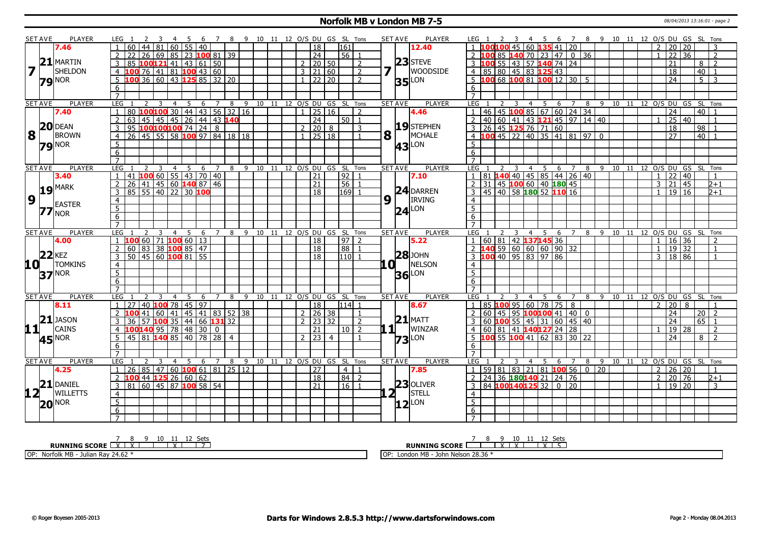# Norfolk MB v London MB 7-5

08/04/2013 13:16:01 - page 2

| SET AVE | PLAYER | LEG | 1 | 2 | 3 | 4 | 5 | 6 | 7 | 8 | 9 | 10 | 11 | 12 | O/S | DU | GS | SL | Tons | SET AVE | PLAYER | LEG | 1 | 2 | 3 | 4 | 5 | 6 | 7 | 8 | 9 | 10 | 11 | 12 | O/S | DU | GS | SL | Tons |
|---|---|---|---|---|---|---|---|---|---|---|---|---|---|---|---|---|---|---|---|---|---|---|---|---|---|---|---|---|---|---|---|---|---|---|---|---|---|---|---|
| 7.46 | | 1 | 60 | 44 | 81 | 60 | 55 | 40 | | | | | | | | 18 | | 161 | | 12.40 | | 1 | 100 | 100 | 45 | 60 | 135 | 41 | 20 | | | | | | 2 | 20 | 20 | | 3 |
| | | 2 | 22 | 26 | 69 | 85 | 23 | 100 | 81 | 39 | | | | | | 24 | | 56 | 1 | | | 2 | 100 | 85 | 140 | 70 | 23 | 47 | 0 | 36 | | | | | 1 | 22 | 36 | | 2 |
| 7 | 21 MARTIN SHELDON | 3 | 85 | 100 | 121 | 41 | 43 | 61 | 50 | | | | | | 2 | 20 | 50 | | 2 | 7 | 23 STEVE WOODSIDE | 3 | 100 | 55 | 43 | 57 | 140 | 74 | 24 | | | | | | | 21 | | 8 | 2 |
| | | 4 | 100 | 76 | 41 | 81 | 100 | 43 | 60 | | | | | | 3 | 21 | 60 | | 2 | | | 4 | 85 | 80 | 45 | 83 | 125 | 43 | | | | | | | | 18 | | 40 | 1 |
| | 79 NOR | 5 | 100 | 36 | 60 | 43 | 125 | 85 | 32 | 20 | | | | | 1 | 22 | 20 | | 2 | | 35 LON | 5 | 100 | 68 | 100 | 81 | 100 | 12 | 30 | 5 | | | | | | 24 | | 5 | 3 |
| | | 6 | | | | | | | | | | | | | | | | | | | | 6 | | | | | | | | | | | | | | | | | |
| | | 7 | | | | | | | | | | | | | | | | | | | | 7 | | | | | | | | | | | | | | | | | |
| SET AVE | PLAYER | LEG | 1 | 2 | 3 | 4 | 5 | 6 | 7 | 8 | 9 | 10 | 11 | 12 | O/S | DU | GS | SL | Tons | SET AVE | PLAYER | LEG | 1 | 2 | 3 | 4 | 5 | 6 | 7 | 8 | 9 | 10 | 11 | 12 | O/S | DU | GS | SL | Tons |
| 7.40 | | 1 | 80 | 100 | 100 | 30 | 44 | 43 | 56 | 32 | 16 | | | | 1 | 25 | 16 | | 2 | 4.46 | | 1 | 46 | 45 | 100 | 85 | 67 | 60 | 24 | 34 | | | | | | 24 | | 40 | 1 |
| | | 2 | 63 | 45 | 45 | 45 | 26 | 44 | 43 | 140 | | | | | | 24 | | 50 | 1 | | | 2 | 40 | 60 | 41 | 43 | 121 | 45 | 97 | 14 | 40 | | | | 1 | 25 | 40 | | 1 |
| 8 | 20 DEAN BROWN | 3 | 95 | 100 | 100 | 100 | 74 | 24 | 8 | | | | | | 2 | 20 | 8 | | 3 | 8 | 19 STEPHEN MCHALE | 3 | 26 | 45 | 125 | 76 | 71 | 60 | | | | | | | | 18 | | 98 | 1 |
| | | 4 | 26 | 45 | 55 | 58 | 100 | 97 | 84 | 18 | 18 | | | | 1 | 25 | 18 | | 1 | | | 4 | 100 | 45 | 22 | 40 | 35 | 41 | 81 | 97 | 0 | | | | | 27 | | 40 | 1 |
| | 79 NOR | 5 | | | | | | | | | | | | | | | | | | | 43 LON | 5 | | | | | | | | | | | | | | | | | |
| | | 6 | | | | | | | | | | | | | | | | | | | | 6 | | | | | | | | | | | | | | | | | |
| | | 7 | | | | | | | | | | | | | | | | | | | | 7 | | | | | | | | | | | | | | | | | |
| SET AVE | PLAYER | LEG | 1 | 2 | 3 | 4 | 5 | 6 | 7 | 8 | 9 | 10 | 11 | 12 | O/S | DU | GS | SL | Tons | SET AVE | PLAYER | LEG | 1 | 2 | 3 | 4 | 5 | 6 | 7 | 8 | 9 | 10 | 11 | 12 | O/S | DU | GS | SL | Tons |
| 3.40 | | 1 | 41 | 100 | 60 | 55 | 43 | 70 | 40 | | | | | | | 21 | | 92 | 1 | 7.10 | | 1 | 81 | 140 | 40 | 45 | 85 | 44 | 26 | 40 | | | | | 1 | 22 | 40 | | 1 |
| | | 2 | 26 | 41 | 45 | 60 | 140 | 87 | 46 | | | | | | | 21 | | 56 | 1 | | | 2 | 31 | 45 | 100 | 60 | 40 | 180 | 45 | | | | | | 3 | 21 | 45 | | 2+1 |
| 9 | 19 MARK EASTER | 3 | 85 | 55 | 40 | 22 | 30 | 100 | | | | | | | | 18 | | 169 | 1 | 9 | 24 DARREN IRVING | 3 | 45 | 40 | 58 | 180 | 52 | 110 | 16 | | | | | | 1 | 19 | 16 | | 2+1 |
| | | 4 | | | | | | | | | | | | | | | | | | | | 4 | | | | | | | | | | | | | | | | | |
| | 77 NOR | 5 | | | | | | | | | | | | | | | | | | | 24 LON | 5 | | | | | | | | | | | | | | | | | |
| | | 6 | | | | | | | | | | | | | | | | | | | | 6 | | | | | | | | | | | | | | | | | |
| | | 7 | | | | | | | | | | | | | | | | | | | | 7 | | | | | | | | | | | | | | | | | |
| SET AVE | PLAYER | LEG | 1 | 2 | 3 | 4 | 5 | 6 | 7 | 8 | 9 | 10 | 11 | 12 | O/S | DU | GS | SL | Tons | SET AVE | PLAYER | LEG | 1 | 2 | 3 | 4 | 5 | 6 | 7 | 8 | 9 | 10 | 11 | 12 | O/S | DU | GS | SL | Tons |
| 4.00 | | 1 | 100 | 60 | 71 | 100 | 60 | 13 | | | | | | | | 18 | | 97 | 2 | 5.22 | | 1 | 60 | 81 | 42 | 137 | 145 | 36 | | | | | | | 1 | 16 | 36 | | 2 |
| | | 2 | 60 | 83 | 38 | 100 | 85 | 47 | | | | | | | | 18 | | 88 | 1 | | | 2 | 140 | 59 | 60 | 60 | 60 | 90 | 32 | | | | | | 1 | 19 | 32 | | 1 |
| 10 | 22 KEZ TOMKINS | 3 | 50 | 45 | 60 | 100 | 81 | 55 | | | | | | | | 18 | | 110 | 1 | 10 | 28 JOHN NELSON | 3 | 100 | 40 | 95 | 83 | 97 | 86 | | | | | | | 3 | 18 | 86 | | 1 |
| | | 4 | | | | | | | | | | | | | | | | | | | | 4 | | | | | | | | | | | | | | | | | |
| | 37 NOR | 5 | | | | | | | | | | | | | | | | | | | 36 LON | 5 | | | | | | | | | | | | | | | | | |
| | | 6 | | | | | | | | | | | | | | | | | | | | 6 | | | | | | | | | | | | | | | | | |
| | | 7 | | | | | | | | | | | | | | | | | | | | 7 | | | | | | | | | | | | | | | | | |
| SET AVE | PLAYER | LEG | 1 | 2 | 3 | 4 | 5 | 6 | 7 | 8 | 9 | 10 | 11 | 12 | O/S | DU | GS | SL | Tons | SET AVE | PLAYER | LEG | 1 | 2 | 3 | 4 | 5 | 6 | 7 | 8 | 9 | 10 | 11 | 12 | O/S | DU | GS | SL | Tons |
| 8.11 | | 1 | 27 | 40 | 100 | 78 | 45 | 97 | | | | | | | | 18 | | 114 | 1 | 8.67 | | 1 | 85 | 100 | 95 | 60 | 78 | 75 | 8 | | | | | | 2 | 20 | 8 | | 1 |
| | | 2 | 100 | 41 | 60 | 41 | 45 | 41 | 83 | 52 | 38 | | | | 2 | 26 | 38 | | 1 | | | 2 | 60 | 45 | 95 | 100 | 100 | 41 | 40 | 0 | | | | | | 24 | | 20 | 2 |
| 11 | 21 JASON CAINS | 3 | 36 | 57 | 100 | 35 | 44 | 66 | 131 | 32 | | | | | 2 | 23 | 32 | | 2 | 11 | 21 MATT WINZAR | 3 | 60 | 100 | 55 | 45 | 31 | 60 | 45 | 40 | | | | | | 24 | | 65 | 1 |
| | | 4 | 100 | 140 | 95 | 78 | 48 | 30 | 0 | | | | | | | 21 | | 10 | 2 | | | 4 | 60 | 81 | 41 | 140 | 127 | 24 | 28 | | | | | | 1 | 19 | 28 | | 2 |
| | 45 NOR | 5 | 45 | 81 | 140 | 85 | 40 | 78 | 28 | 4 | | | | | 2 | 23 | 4 | | 1 | | 73 LON | 5 | 100 | 55 | 100 | 41 | 62 | 83 | 30 | 22 | | | | | | 24 | | 8 | 2 |
| | | 6 | | | | | | | | | | | | | | | | | | | | 6 | | | | | | | | | | | | | | | | | |
| | | 7 | | | | | | | | | | | | | | | | | | | | 7 | | | | | | | | | | | | | | | | | |
| SET AVE | PLAYER | LEG | 1 | 2 | 3 | 4 | 5 | 6 | 7 | 8 | 9 | 10 | 11 | 12 | O/S | DU | GS | SL | Tons | SET AVE | PLAYER | LEG | 1 | 2 | 3 | 4 | 5 | 6 | 7 | 8 | 9 | 10 | 11 | 12 | O/S | DU | GS | SL | Tons |
| 4.25 | | 1 | 26 | 85 | 47 | 60 | 100 | 61 | 81 | 25 | 12 | | | | | 27 | | 4 | 1 | 7.85 | | 1 | 59 | 81 | 83 | 21 | 81 | 100 | 56 | 0 | 20 | | | | 2 | 26 | 20 | | 1 |
| | | 2 | 100 | 44 | 125 | 26 | 60 | 62 | | | | | | | | 18 | | 84 | 2 | | | 2 | 24 | 36 | 180 | 140 | 21 | 24 | 76 | | | | | | 2 | 20 | 76 | | 2+1 |
| 12 | 21 DANIEL WILLETTS | 3 | 81 | 60 | 45 | 87 | 100 | 58 | 54 | | | | | | | 21 | | 16 | 1 | 12 | 23 OLIVER STELL | 3 | 84 | 100 | 140 | 125 | 32 | 0 | 20 | | | | | | 1 | 19 | 20 | | 3 |
| | | 4 | | | | | | | | | | | | | | | | | | | | 4 | | | | | | | | | | | | | | | | | |
| | 20 NOR | 5 | | | | | | | | | | | | | | | | | | | 12 LON | 5 | | | | | | | | | | | | | | | | | |
| | | 6 | | | | | | | | | | | | | | | | | | | | 6 | | | | | | | | | | | | | | | | | |
| | | 7 | | | | | | | | | | | | | | | | | | | | 7 | | | | | | | | | | | | | | | | | |

| RUNNING SCORE | 7 | 8 | 9 | 10 | 11 | 12 | Sets |
|---|---|---|---|---|---|---|---|
| Norfolk MB | X | X | | | X | | 7 |
| London MB | | | X | X | | X | 5 |

OP: Norfolk MB - Julian Ray 24.62 *

OP: London MB - John Nelson 28.36 *

© Roger Boyesen 2005-2013 | Darts for Windows 2.8.5.3 http://www.dartsforwindows.com | Page 2 - Monday 08.04.2013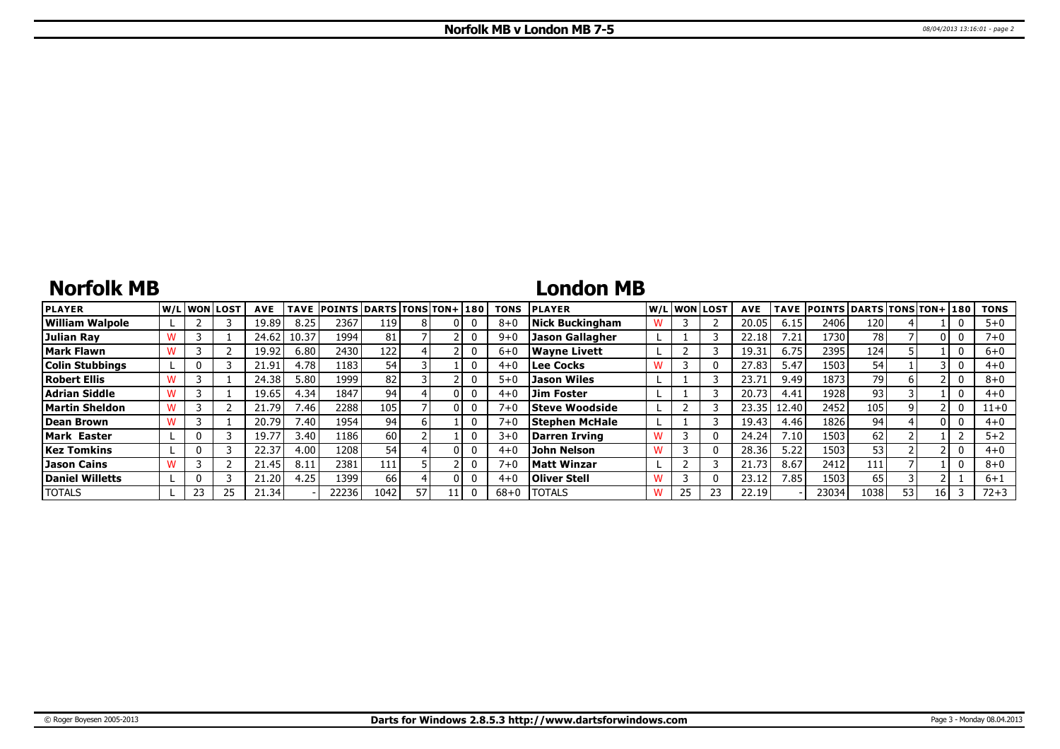# Norfolk MB v London MB 7-5

## Norfolk MB

| PLAYER | W/L | WON | LOST | AVE | TAVE | POINTS | DARTS | TONS | TON+ | 180 | TONS |
|---|---|---|---|---|---|---|---|---|---|---|---|
| William Walpole | L | 2 | 3 | 19.89 | 8.25 | 2367 | 119 | 8 | 0 | 0 | 8+0 |
| Julian Ray | W | 3 | 1 | 24.62 | 10.37 | 1994 | 81 | 7 | 2 | 0 | 9+0 |
| Mark Flawn | W | 3 | 2 | 19.92 | 6.80 | 2430 | 122 | 4 | 2 | 0 | 6+0 |
| Colin Stubbings | L | 0 | 3 | 21.91 | 4.78 | 1183 | 54 | 3 | 1 | 0 | 4+0 |
| Robert Ellis | W | 3 | 1 | 24.38 | 5.80 | 1999 | 82 | 3 | 2 | 0 | 5+0 |
| Adrian Siddle | W | 3 | 1 | 19.65 | 4.34 | 1847 | 94 | 4 | 0 | 0 | 4+0 |
| Martin Sheldon | W | 3 | 2 | 21.79 | 7.46 | 2288 | 105 | 7 | 0 | 0 | 7+0 |
| Dean Brown | W | 3 | 1 | 20.79 | 7.40 | 1954 | 94 | 6 | 1 | 0 | 7+0 |
| Mark Easter | L | 0 | 3 | 19.77 | 3.40 | 1186 | 60 | 2 | 1 | 0 | 3+0 |
| Kez Tomkins | L | 0 | 3 | 22.37 | 4.00 | 1208 | 54 | 4 | 0 | 0 | 4+0 |
| Jason Cains | W | 3 | 2 | 21.45 | 8.11 | 2381 | 111 | 5 | 2 | 0 | 7+0 |
| Daniel Willetts | L | 0 | 3 | 21.20 | 4.25 | 1399 | 66 | 4 | 0 | 0 | 4+0 |
| TOTALS | L | 23 | 25 | 21.34 | - | 22236 | 1042 | 57 | 11 | 0 | 68+0 |

## London MB

| PLAYER | W/L | WON | LOST | AVE | TAVE | POINTS | DARTS | TONS | TON+ | 180 | TONS |
|---|---|---|---|---|---|---|---|---|---|---|---|
| Nick Buckingham | W | 3 | 2 | 20.05 | 6.15 | 2406 | 120 | 4 | 1 | 0 | 5+0 |
| Jason Gallagher | L | 1 | 3 | 22.18 | 7.21 | 1730 | 78 | 7 | 0 | 0 | 7+0 |
| Wayne Livett | L | 2 | 3 | 19.31 | 6.75 | 2395 | 124 | 5 | 1 | 0 | 6+0 |
| Lee Cocks | W | 3 | 0 | 27.83 | 5.47 | 1503 | 54 | 1 | 3 | 0 | 4+0 |
| Jason Wiles | L | 1 | 3 | 23.71 | 9.49 | 1873 | 79 | 6 | 2 | 0 | 8+0 |
| Jim Foster | L | 1 | 3 | 20.73 | 4.41 | 1928 | 93 | 3 | 1 | 0 | 4+0 |
| Steve Woodside | L | 2 | 3 | 23.35 | 12.40 | 2452 | 105 | 9 | 2 | 0 | 11+0 |
| Stephen McHale | L | 1 | 3 | 19.43 | 4.46 | 1826 | 94 | 4 | 0 | 0 | 4+0 |
| Darren Irving | W | 3 | 0 | 24.24 | 7.10 | 1503 | 62 | 2 | 1 | 2 | 5+2 |
| John Nelson | W | 3 | 0 | 28.36 | 5.22 | 1503 | 53 | 2 | 2 | 0 | 4+0 |
| Matt Winzar | L | 2 | 3 | 21.73 | 8.67 | 2412 | 111 | 7 | 1 | 0 | 8+0 |
| Oliver Stell | W | 3 | 0 | 23.12 | 7.85 | 1503 | 65 | 3 | 2 | 1 | 6+1 |
| TOTALS | W | 25 | 23 | 22.19 | - | 23034 | 1038 | 53 | 16 | 3 | 72+3 |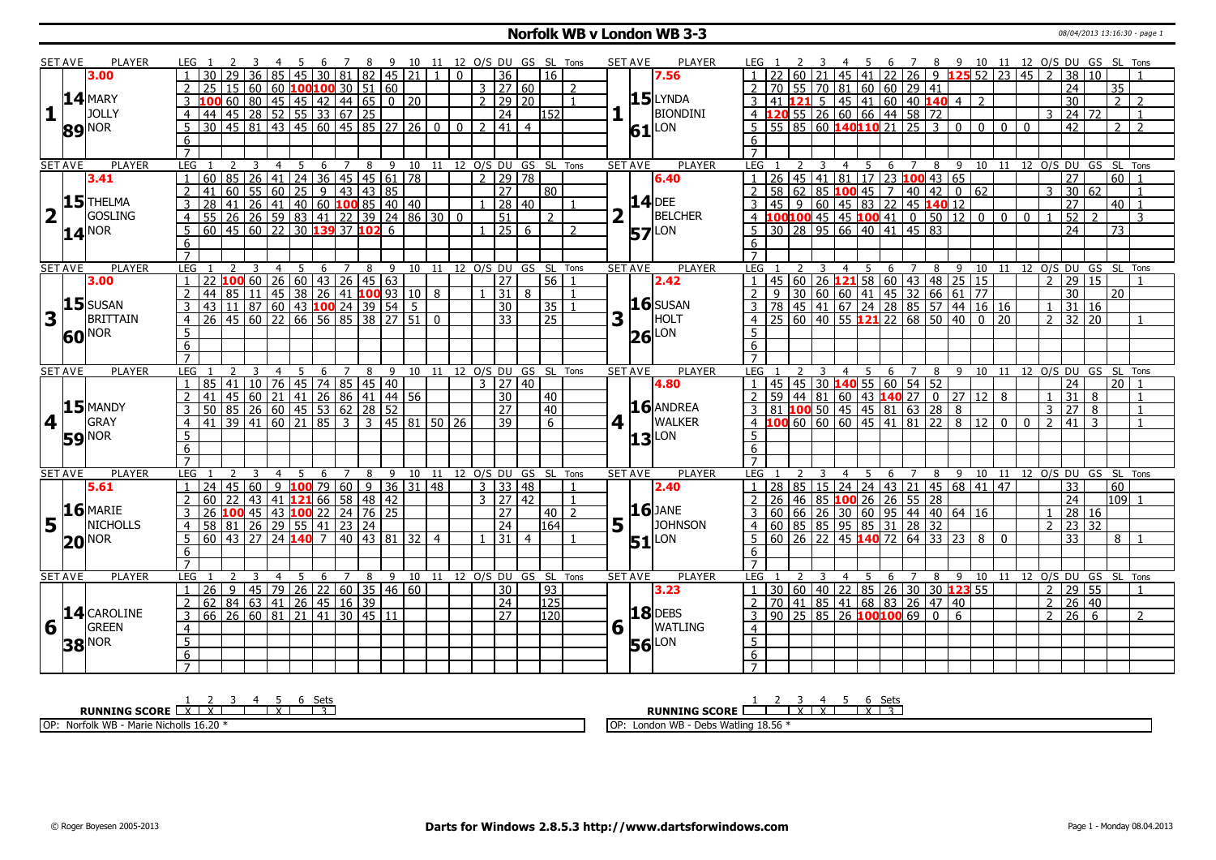# Norfolk WB v London WB 3-3

08/04/2013 13:16:30 - page 1

## Set 1

**Norfolk WB — MARY JOLLY (NOR)** — SET AVE 3.00 / 14.89

| LEG | 1 | 2 | 3 | 4 | 5 | 6 | 7 | 8 | 9 | 10 | 11 | 12 | O/S | DU | GS | SL | Tons |
|---|---|---|---|---|---|---|---|---|---|---|---|---|---|---|---|---|---|
| 1 | 30 | 29 | 36 | 85 | 45 | 30 | 81 | 82 | 45 | 21 | 1 | 0 | | 36 | | 16 | |
| 2 | 25 | 15 | 60 | 60 | 100 | 100 | 30 | 51 | 60 | | | | 3 | 27 | 60 | | 2 |
| 3 | 100 | 60 | 80 | 45 | 45 | 42 | 44 | 65 | 0 | 20 | | | 2 | 29 | 20 | | 1 |
| 4 | 44 | 45 | 28 | 52 | 55 | 33 | 67 | 25 | | | | | | 24 | | 152 | |
| 5 | 30 | 45 | 81 | 43 | 45 | 60 | 45 | 85 | 27 | 26 | 0 | 0 | 2 | 41 | 4 | | |
| 6 | | | | | | | | | | | | | | | | | |
| 7 | | | | | | | | | | | | | | | | | |

**London WB — LYNDA BIONDINI (LON)** — SET AVE 7.56 / 15.61

| LEG | 1 | 2 | 3 | 4 | 5 | 6 | 7 | 8 | 9 | 10 | 11 | 12 | O/S | DU | GS | SL | Tons |
|---|---|---|---|---|---|---|---|---|---|---|---|---|---|---|---|---|---|
| 1 | 22 | 60 | 21 | 45 | 41 | 22 | 26 | 9 | 125 | 52 | 23 | 45 | 2 | 38 | 10 | | 1 |
| 2 | 70 | 55 | 70 | 81 | 60 | 60 | 29 | 41 | | | | | | 24 | | 35 | |
| 3 | 41 | 121 | 5 | 45 | 41 | 60 | 40 | 140 | 4 | 2 | | | | 30 | | 2 | 2 |
| 4 | 120 | 55 | 26 | 60 | 66 | 44 | 58 | 72 | | | | | 3 | 24 | 72 | | 1 |
| 5 | 55 | 85 | 60 | 140 | 110 | 21 | 25 | 3 | 0 | 0 | 0 | 0 | | 42 | | 2 | 2 |
| 6 | | | | | | | | | | | | | | | | | |
| 7 | | | | | | | | | | | | | | | | | |

## Set 2

**Norfolk WB — THELMA GOSLING (NOR)** — SET AVE 3.41 / 15.14

| LEG | 1 | 2 | 3 | 4 | 5 | 6 | 7 | 8 | 9 | 10 | 11 | 12 | O/S | DU | GS | SL | Tons |
|---|---|---|---|---|---|---|---|---|---|---|---|---|---|---|---|---|---|
| 1 | 60 | 85 | 26 | 41 | 24 | 36 | 45 | 45 | 61 | 78 | | | 2 | 29 | 78 | | |
| 2 | 41 | 60 | 55 | 60 | 25 | 9 | 43 | 43 | 85 | | | | | 27 | | 80 | |
| 3 | 28 | 41 | 26 | 41 | 40 | 60 | 100 | 85 | 40 | 40 | | | 1 | 28 | 40 | | 1 |
| 4 | 55 | 26 | 26 | 59 | 83 | 41 | 22 | 39 | 24 | 86 | 30 | 0 | | 51 | | 2 | |
| 5 | 60 | 45 | 60 | 22 | 30 | 139 | 37 | 102 | 6 | | | | 1 | 25 | 6 | | 2 |
| 6 | | | | | | | | | | | | | | | | | |
| 7 | | | | | | | | | | | | | | | | | |

**London WB — DEE BELCHER (LON)** — SET AVE 6.40 / 14.57

| LEG | 1 | 2 | 3 | 4 | 5 | 6 | 7 | 8 | 9 | 10 | 11 | 12 | O/S | DU | GS | SL | Tons |
|---|---|---|---|---|---|---|---|---|---|---|---|---|---|---|---|---|---|
| 1 | 26 | 45 | 41 | 81 | 17 | 23 | 100 | 43 | 65 | | | | | 27 | | 60 | 1 |
| 2 | 58 | 62 | 85 | 100 | 45 | 7 | 40 | 42 | 0 | 62 | | | 3 | 30 | 62 | | 1 |
| 3 | 45 | 9 | 60 | 45 | 83 | 22 | 45 | 140 | 12 | | | | | 27 | | 40 | 1 |
| 4 | 100 | 100 | 45 | 45 | 100 | 41 | 0 | 50 | 12 | 0 | 0 | 0 | 1 | 52 | 2 | | 3 |
| 5 | 30 | 28 | 95 | 66 | 40 | 41 | 45 | 83 | | | | | | 24 | | 73 | |
| 6 | | | | | | | | | | | | | | | | | |
| 7 | | | | | | | | | | | | | | | | | |

## Set 3

**Norfolk WB — SUSAN BRITTAIN (NOR)** — SET AVE 3.00 / 15.60

| LEG | 1 | 2 | 3 | 4 | 5 | 6 | 7 | 8 | 9 | 10 | 11 | 12 | O/S | DU | GS | SL | Tons |
|---|---|---|---|---|---|---|---|---|---|---|---|---|---|---|---|---|---|
| 1 | 22 | 100 | 60 | 26 | 60 | 43 | 26 | 45 | 63 | | | | | 27 | | 56 | 1 |
| 2 | 44 | 85 | 11 | 45 | 38 | 26 | 41 | 100 | 93 | 10 | 8 | | 1 | 31 | 8 | | 1 |
| 3 | 43 | 11 | 87 | 60 | 43 | 100 | 24 | 39 | 54 | 5 | | | | 30 | | 35 | 1 |
| 4 | 26 | 45 | 60 | 22 | 66 | 56 | 85 | 38 | 27 | 51 | 0 | | | 33 | | 25 | |
| 5 | | | | | | | | | | | | | | | | | |
| 6 | | | | | | | | | | | | | | | | | |
| 7 | | | | | | | | | | | | | | | | | |

**London WB — SUSAN HOLT (LON)** — SET AVE 2.42 / 16.26

| LEG | 1 | 2 | 3 | 4 | 5 | 6 | 7 | 8 | 9 | 10 | 11 | 12 | O/S | DU | GS | SL | Tons |
|---|---|---|---|---|---|---|---|---|---|---|---|---|---|---|---|---|---|
| 1 | 45 | 60 | 26 | 121 | 58 | 60 | 43 | 48 | 25 | 15 | | | 2 | 29 | 15 | | 1 |
| 2 | 9 | 30 | 60 | 60 | 41 | 45 | 32 | 66 | 61 | 77 | | | | 30 | | 20 | |
| 3 | 78 | 45 | 41 | 67 | 24 | 28 | 85 | 57 | 44 | 16 | 16 | | 1 | 31 | 16 | | |
| 4 | 25 | 60 | 40 | 55 | 121 | 22 | 68 | 50 | 40 | 0 | 20 | | 2 | 32 | 20 | | 1 |
| 5 | | | | | | | | | | | | | | | | | |
| 6 | | | | | | | | | | | | | | | | | |
| 7 | | | | | | | | | | | | | | | | | |

## Set 4

**Norfolk WB — MANDY GRAY (NOR)** — SET AVE 15.59

| LEG | 1 | 2 | 3 | 4 | 5 | 6 | 7 | 8 | 9 | 10 | 11 | 12 | O/S | DU | GS | SL | Tons |
|---|---|---|---|---|---|---|---|---|---|---|---|---|---|---|---|---|---|
| 1 | 85 | 41 | 10 | 76 | 45 | 74 | 85 | 45 | 40 | | | | 3 | 27 | 40 | | |
| 2 | 41 | 45 | 60 | 21 | 41 | 26 | 86 | 41 | 44 | 56 | | | | 30 | | 40 | |
| 3 | 50 | 85 | 26 | 60 | 45 | 53 | 62 | 28 | 52 | | | | | 27 | | 40 | |
| 4 | 41 | 39 | 41 | 60 | 21 | 85 | 3 | 3 | 45 | 81 | 50 | 26 | | 39 | | 6 | |
| 5 | | | | | | | | | | | | | | | | | |
| 6 | | | | | | | | | | | | | | | | | |
| 7 | | | | | | | | | | | | | | | | | |

**London WB — ANDREA WALKER (LON)** — SET AVE 4.80 / 16.13

| LEG | 1 | 2 | 3 | 4 | 5 | 6 | 7 | 8 | 9 | 10 | 11 | 12 | O/S | DU | GS | SL | Tons |
|---|---|---|---|---|---|---|---|---|---|---|---|---|---|---|---|---|---|
| 1 | 45 | 45 | 30 | 140 | 55 | 60 | 54 | 52 | | | | | | 24 | | 20 | 1 |
| 2 | 59 | 44 | 81 | 60 | 43 | 140 | 27 | 0 | 27 | 12 | 8 | | 1 | 31 | 8 | | 1 |
| 3 | 81 | 100 | 50 | 45 | 45 | 81 | 63 | 28 | 8 | | | | 3 | 27 | 8 | | 1 |
| 4 | 100 | 60 | 60 | 60 | 45 | 41 | 81 | 22 | 8 | 12 | 0 | 0 | 2 | 41 | 3 | | 1 |
| 5 | | | | | | | | | | | | | | | | | |
| 6 | | | | | | | | | | | | | | | | | |
| 7 | | | | | | | | | | | | | | | | | |

## Set 5

**Norfolk WB — MARIE NICHOLLS (NOR)** — SET AVE 5.61 / 16.20

| LEG | 1 | 2 | 3 | 4 | 5 | 6 | 7 | 8 | 9 | 10 | 11 | 12 | O/S | DU | GS | SL | Tons |
|---|---|---|---|---|---|---|---|---|---|---|---|---|---|---|---|---|---|
| 1 | 24 | 45 | 60 | 9 | 100 | 79 | 60 | 9 | 36 | 31 | 48 | | 3 | 33 | 48 | | 1 |
| 2 | 60 | 22 | 43 | 41 | 121 | 66 | 58 | 48 | 42 | | | | 3 | 27 | 42 | | 1 |
| 3 | 26 | 100 | 45 | 43 | 100 | 22 | 24 | 76 | 25 | | | | | 27 | | 40 | 2 |
| 4 | 58 | 81 | 26 | 29 | 55 | 41 | 23 | 24 | | | | | | 24 | | 164 | |
| 5 | 60 | 43 | 27 | 24 | 140 | 7 | 40 | 43 | 81 | 32 | 4 | | 1 | 31 | 4 | | 1 |
| 6 | | | | | | | | | | | | | | | | | |
| 7 | | | | | | | | | | | | | | | | | |

**London WB — JANE JOHNSON (LON)** — SET AVE 2.40 / 16.51

| LEG | 1 | 2 | 3 | 4 | 5 | 6 | 7 | 8 | 9 | 10 | 11 | 12 | O/S | DU | GS | SL | Tons |
|---|---|---|---|---|---|---|---|---|---|---|---|---|---|---|---|---|---|
| 1 | 28 | 85 | 15 | 24 | 24 | 43 | 21 | 45 | 68 | 41 | 47 | | | 33 | | 60 | |
| 2 | 26 | 46 | 85 | 100 | 26 | 26 | 55 | 28 | | | | | | 24 | | 109 | 1 |
| 3 | 60 | 66 | 26 | 30 | 60 | 95 | 44 | 40 | 64 | 16 | | | 1 | 28 | 16 | | |
| 4 | 60 | 85 | 85 | 95 | 85 | 31 | 28 | 32 | | | | | 2 | 23 | 32 | | |
| 5 | 60 | 26 | 22 | 45 | 140 | 72 | 64 | 33 | 23 | 8 | 0 | | | 33 | | 8 | 1 |
| 6 | | | | | | | | | | | | | | | | | |
| 7 | | | | | | | | | | | | | | | | | |

## Set 6

**Norfolk WB — CAROLINE GREEN (NOR)** — SET AVE 14.38

| LEG | 1 | 2 | 3 | 4 | 5 | 6 | 7 | 8 | 9 | 10 | 11 | 12 | O/S | DU | GS | SL | Tons |
|---|---|---|---|---|---|---|---|---|---|---|---|---|---|---|---|---|---|
| 1 | 26 | 9 | 45 | 79 | 26 | 22 | 60 | 35 | 46 | 60 | | | | 30 | | 93 | |
| 2 | 62 | 84 | 63 | 41 | 26 | 45 | 16 | 39 | | | | | | 24 | | 125 | |
| 3 | 66 | 26 | 60 | 81 | 21 | 41 | 30 | 45 | 11 | | | | | 27 | | 120 | |
| 4 | | | | | | | | | | | | | | | | | |
| 5 | | | | | | | | | | | | | | | | | |
| 6 | | | | | | | | | | | | | | | | | |
| 7 | | | | | | | | | | | | | | | | | |

**London WB — DEBS WATLING (LON)** — SET AVE 3.23 / 18.56

| LEG | 1 | 2 | 3 | 4 | 5 | 6 | 7 | 8 | 9 | 10 | 11 | 12 | O/S | DU | GS | SL | Tons |
|---|---|---|---|---|---|---|---|---|---|---|---|---|---|---|---|---|---|
| 1 | 30 | 60 | 40 | 22 | 85 | 26 | 30 | 30 | 123 | 55 | | | 2 | 29 | 55 | | 1 |
| 2 | 70 | 41 | 85 | 41 | 68 | 83 | 26 | 47 | 40 | | | | 2 | 26 | 40 | | |
| 3 | 90 | 25 | 85 | 26 | 100 | 100 | 69 | 0 | 6 | | | | 2 | 26 | 6 | | 2 |
| 4 | | | | | | | | | | | | | | | | | |
| 5 | | | | | | | | | | | | | | | | | |
| 6 | | | | | | | | | | | | | | | | | |
| 7 | | | | | | | | | | | | | | | | | |

## Running Score

| | 1 | 2 | 3 | 4 | 5 | 6 | Sets |
|---|---|---|---|---|---|---|---|
| Norfolk WB | X | X | | | X | | 3 |
| London WB | | | X | X | | X | 3 |

OP: Norfolk WB - Marie Nicholls 16.20 *

OP: London WB - Debs Watling 18.56 *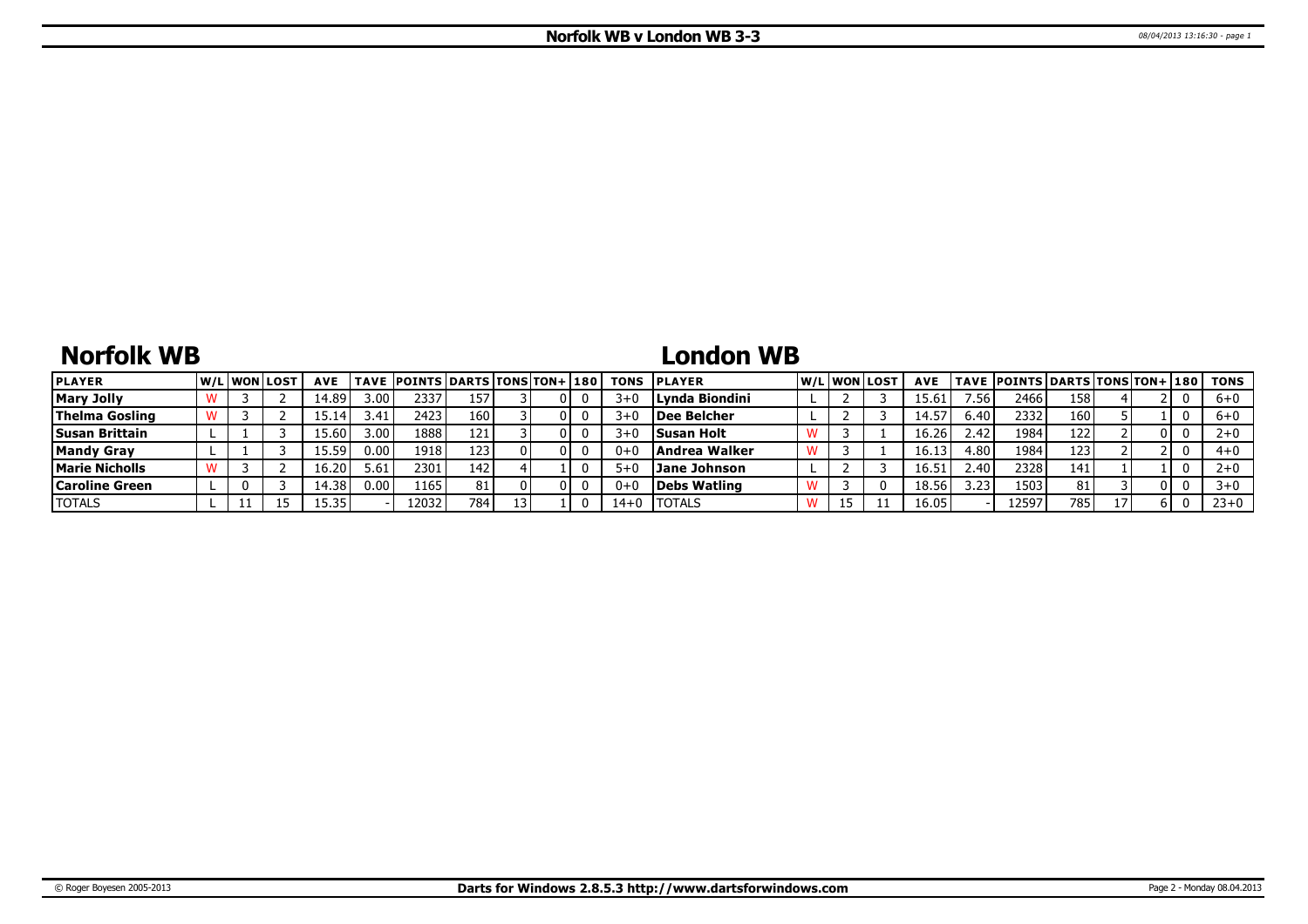# Norfolk WB v London WB 3-3

## Norfolk WB

| PLAYER | W/L | WON | LOST | AVE | TAVE | POINTS | DARTS | TONS | TON+ | 180 | TONS |
|---|---|---|---|---|---|---|---|---|---|---|---|
| Mary Jolly | W | 3 | 2 | 14.89 | 3.00 | 2337 | 157 | 3 | 0 | 0 | 3+0 |
| Thelma Gosling | W | 3 | 2 | 15.14 | 3.41 | 2423 | 160 | 3 | 0 | 0 | 3+0 |
| Susan Brittain | L | 1 | 3 | 15.60 | 3.00 | 1888 | 121 | 3 | 0 | 0 | 3+0 |
| Mandy Gray | L | 1 | 3 | 15.59 | 0.00 | 1918 | 123 | 0 | 0 | 0 | 0+0 |
| Marie Nicholls | W | 3 | 2 | 16.20 | 5.61 | 2301 | 142 | 4 | 1 | 0 | 5+0 |
| Caroline Green | L | 0 | 3 | 14.38 | 0.00 | 1165 | 81 | 0 | 0 | 0 | 0+0 |
| TOTALS | L | 11 | 15 | 15.35 | - | 12032 | 784 | 13 | 1 | 0 | 14+0 |

## London WB

| PLAYER | W/L | WON | LOST | AVE | TAVE | POINTS | DARTS | TONS | TON+ | 180 | TONS |
|---|---|---|---|---|---|---|---|---|---|---|---|
| Lynda Biondini | L | 2 | 3 | 15.61 | 7.56 | 2466 | 158 | 4 | 2 | 0 | 6+0 |
| Dee Belcher | L | 2 | 3 | 14.57 | 6.40 | 2332 | 160 | 5 | 1 | 0 | 6+0 |
| Susan Holt | W | 3 | 1 | 16.26 | 2.42 | 1984 | 122 | 2 | 0 | 0 | 2+0 |
| Andrea Walker | W | 3 | 1 | 16.13 | 4.80 | 1984 | 123 | 2 | 2 | 0 | 4+0 |
| Jane Johnson | L | 2 | 3 | 16.51 | 2.40 | 2328 | 141 | 1 | 1 | 0 | 2+0 |
| Debs Watling | W | 3 | 0 | 18.56 | 3.23 | 1503 | 81 | 3 | 0 | 0 | 3+0 |
| TOTALS | W | 15 | 11 | 16.05 | - | 12597 | 785 | 17 | 6 | 0 | 23+0 |